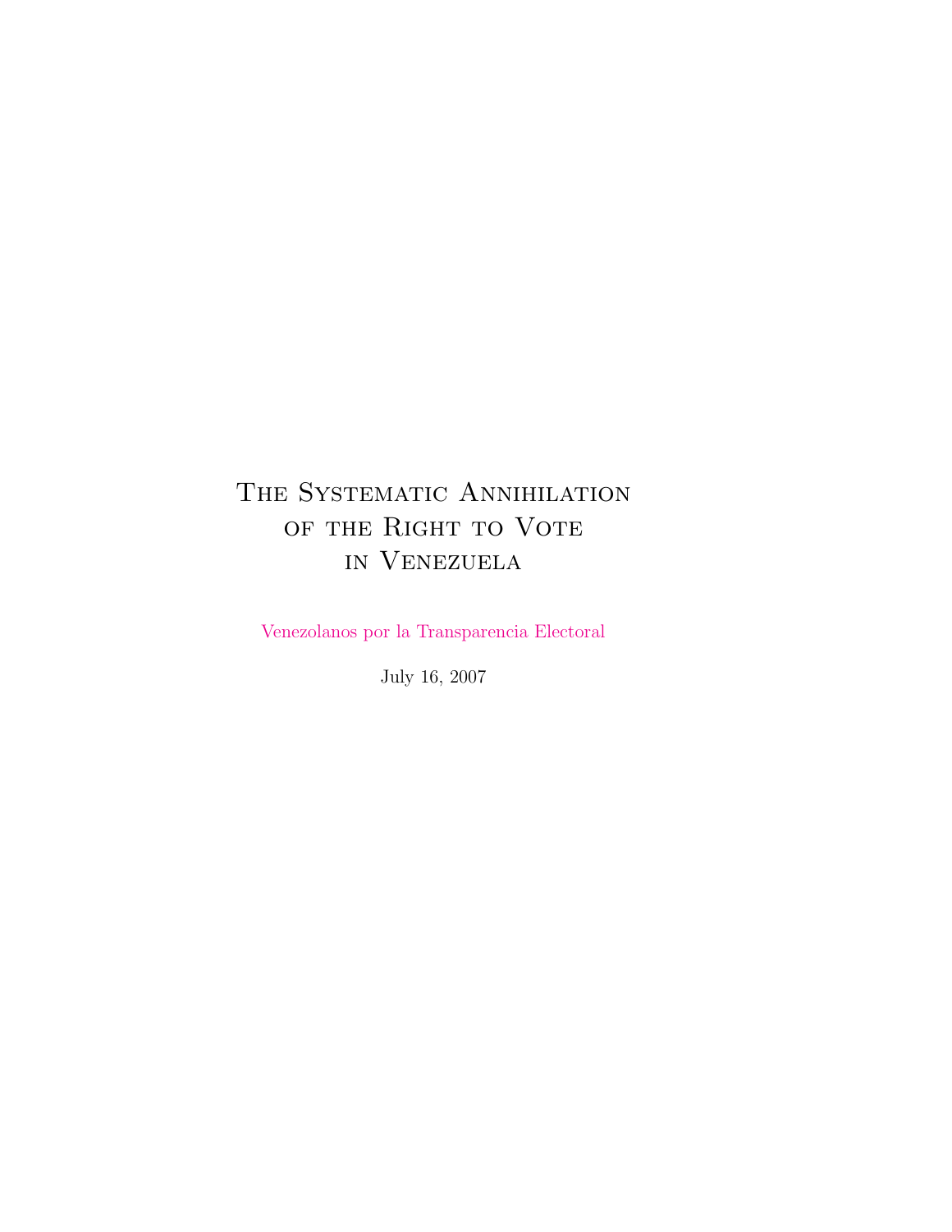# The Systematic Annihilation of the Right to Vote in Venezuela

Venezolanos por la Transparencia Electoral

July 16, 2007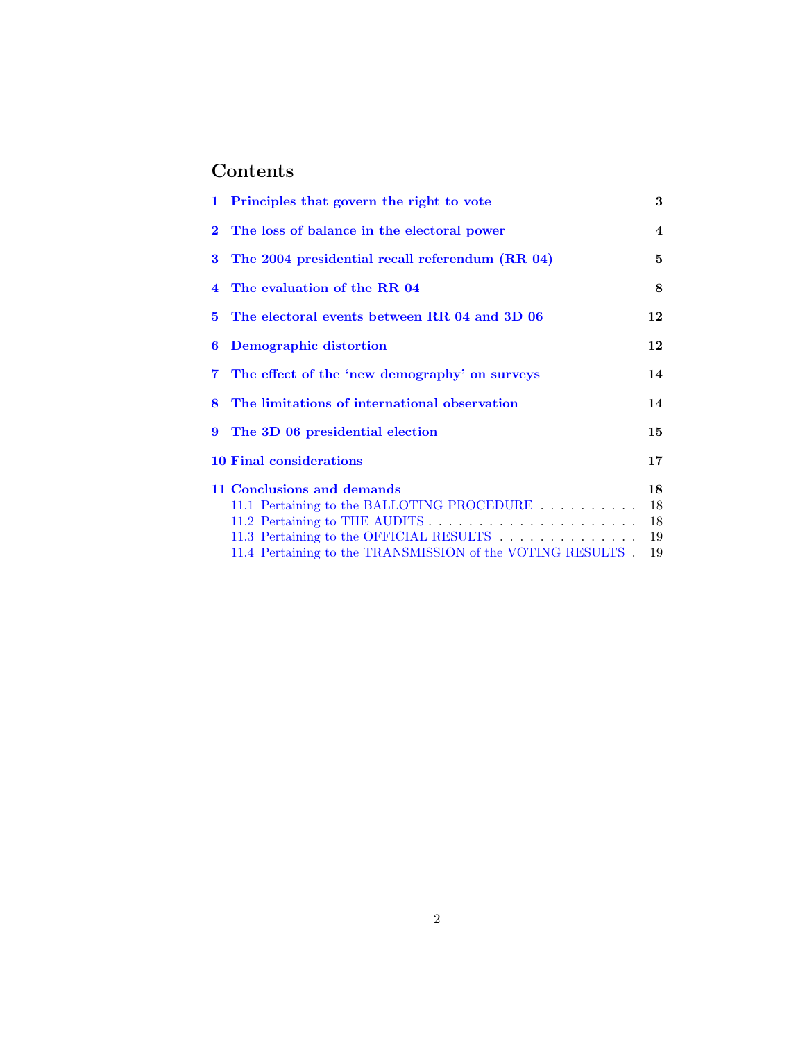# Contents

1 Principles that govern the right to vote 3

2 The loss of balance in the electoral power 4

3 The 2004 presidential recall referendum (RR 04) 5

4 The evaluation of the RR 04 8

5 The electoral events between RR 04 and 3D 06 12

6 Demographic distortion 12

7 The effect of the 'new demography' on surveys 14

8 The limitations of international observation 14

9 The 3D 06 presidential election 15

10 Final considerations 17

11 Conclusions and demands 18
- 11.1 Pertaining to the BALLOTING PROCEDURE . . . . . . . . . . 18
- 11.2 Pertaining to THE AUDITS . . . . . . . . . . . . . . . . . . . . . 18
- 11.3 Pertaining to the OFFICIAL RESULTS . . . . . . . . . . . . . . 19
- 11.4 Pertaining to the TRANSMISSION of the VOTING RESULTS . 19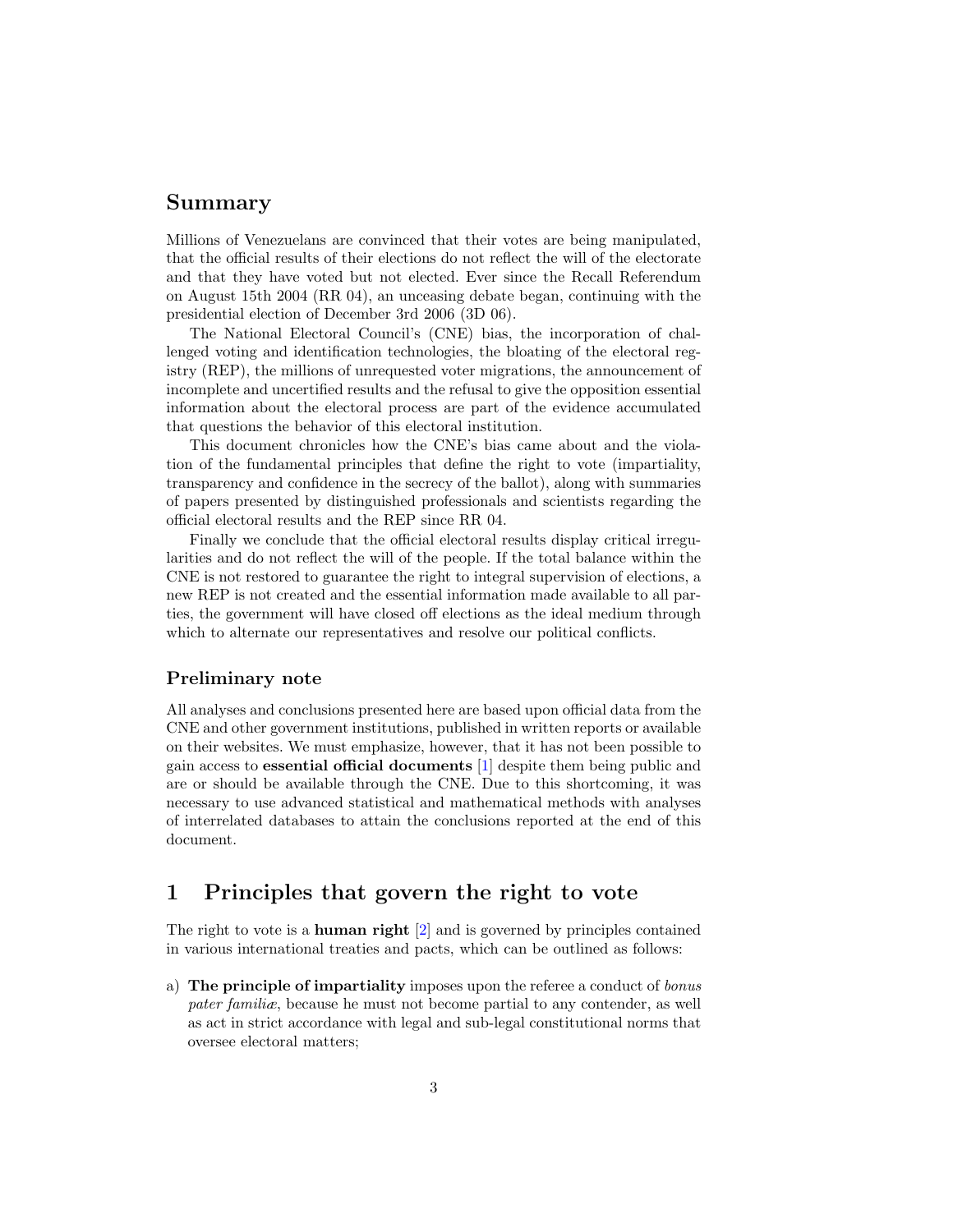## Summary

Millions of Venezuelans are convinced that their votes are being manipulated, that the official results of their elections do not reflect the will of the electorate and that they have voted but not elected. Ever since the Recall Referendum on August 15th 2004 (RR 04), an unceasing debate began, continuing with the presidential election of December 3rd 2006 (3D 06).

The National Electoral Council's (CNE) bias, the incorporation of challenged voting and identification technologies, the bloating of the electoral registry (REP), the millions of unrequested voter migrations, the announcement of incomplete and uncertified results and the refusal to give the opposition essential information about the electoral process are part of the evidence accumulated that questions the behavior of this electoral institution.

This document chronicles how the CNE's bias came about and the violation of the fundamental principles that define the right to vote (impartiality, transparency and confidence in the secrecy of the ballot), along with summaries of papers presented by distinguished professionals and scientists regarding the official electoral results and the REP since RR 04.

Finally we conclude that the official electoral results display critical irregularities and do not reflect the will of the people. If the total balance within the CNE is not restored to guarantee the right to integral supervision of elections, a new REP is not created and the essential information made available to all parties, the government will have closed off elections as the ideal medium through which to alternate our representatives and resolve our political conflicts.

### Preliminary note

All analyses and conclusions presented here are based upon official data from the CNE and other government institutions, published in written reports or available on their websites. We must emphasize, however, that it has not been possible to gain access to **essential official documents** [1] despite them being public and are or should be available through the CNE. Due to this shortcoming, it was necessary to use advanced statistical and mathematical methods with analyses of interrelated databases to attain the conclusions reported at the end of this document.

# 1 Principles that govern the right to vote

The right to vote is a **human right** [2] and is governed by principles contained in various international treaties and pacts, which can be outlined as follows:

a) **The principle of impartiality** imposes upon the referee a conduct of *bonus pater familiæ*, because he must not become partial to any contender, as well as act in strict accordance with legal and sub-legal constitutional norms that oversee electoral matters;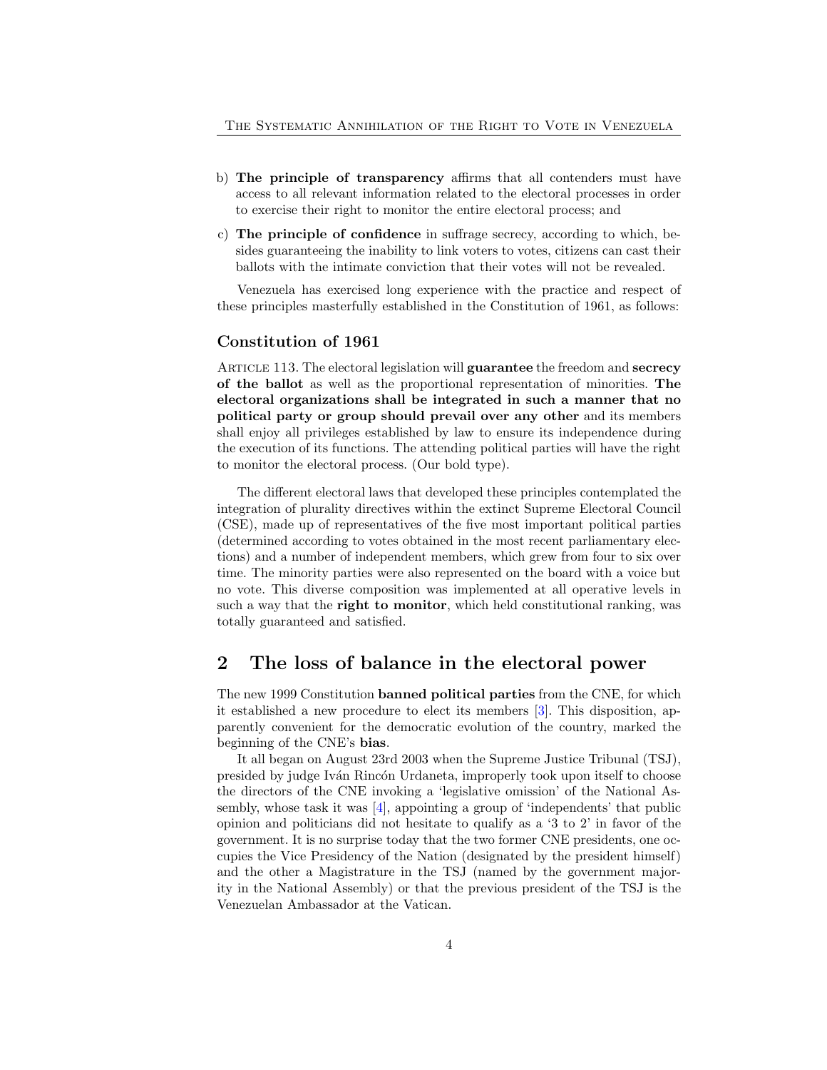b) **The principle of transparency** affirms that all contenders must have access to all relevant information related to the electoral processes in order to exercise their right to monitor the entire electoral process; and

c) **The principle of confidence** in suffrage secrecy, according to which, besides guaranteeing the inability to link voters to votes, citizens can cast their ballots with the intimate conviction that their votes will not be revealed.

Venezuela has exercised long experience with the practice and respect of these principles masterfully established in the Constitution of 1961, as follows:

### Constitution of 1961

Article 113. The electoral legislation will **guarantee** the freedom and **secrecy of the ballot** as well as the proportional representation of minorities. **The electoral organizations shall be integrated in such a manner that no political party or group should prevail over any other** and its members shall enjoy all privileges established by law to ensure its independence during the execution of its functions. The attending political parties will have the right to monitor the electoral process. (Our bold type).

The different electoral laws that developed these principles contemplated the integration of plurality directives within the extinct Supreme Electoral Council (CSE), made up of representatives of the five most important political parties (determined according to votes obtained in the most recent parliamentary elections) and a number of independent members, which grew from four to six over time. The minority parties were also represented on the board with a voice but no vote. This diverse composition was implemented at all operative levels in such a way that the **right to monitor**, which held constitutional ranking, was totally guaranteed and satisfied.

## 2 The loss of balance in the electoral power

The new 1999 Constitution **banned political parties** from the CNE, for which it established a new procedure to elect its members [3]. This disposition, apparently convenient for the democratic evolution of the country, marked the beginning of the CNE's **bias**.

It all began on August 23rd 2003 when the Supreme Justice Tribunal (TSJ), presided by judge Iván Rincón Urdaneta, improperly took upon itself to choose the directors of the CNE invoking a 'legislative omission' of the National Assembly, whose task it was [4], appointing a group of 'independents' that public opinion and politicians did not hesitate to qualify as a '3 to 2' in favor of the government. It is no surprise today that the two former CNE presidents, one occupies the Vice Presidency of the Nation (designated by the president himself) and the other a Magistrature in the TSJ (named by the government majority in the National Assembly) or that the previous president of the TSJ is the Venezuelan Ambassador at the Vatican.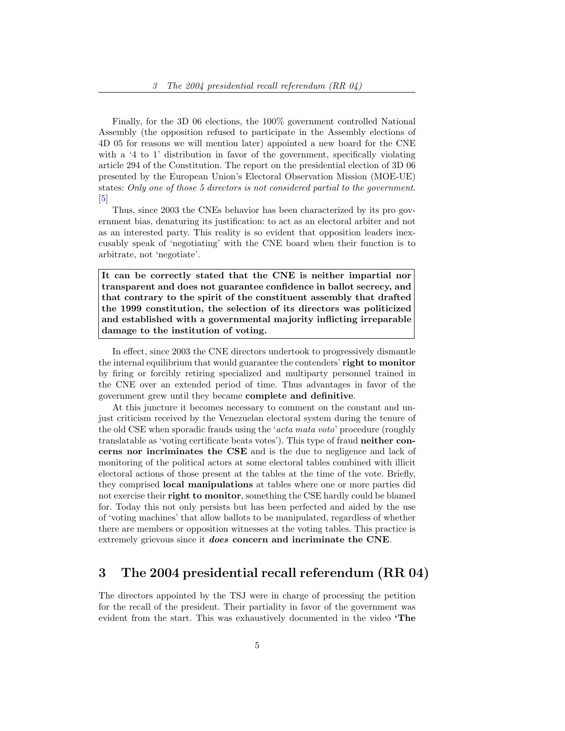Finally, for the 3D 06 elections, the 100% government controlled National Assembly (the opposition refused to participate in the Assembly elections of 4D 05 for reasons we will mention later) appointed a new board for the CNE with a '4 to 1' distribution in favor of the government, specifically violating article 294 of the Constitution. The report on the presidential election of 3D 06 presented by the European Union's Electoral Observation Mission (MOE-UE) states: *Only one of those 5 directors is not considered partial to the government.* [5]

Thus, since 2003 the CNEs behavior has been characterized by its pro government bias, denaturing its justification: to act as an electoral arbiter and not as an interested party. This reality is so evident that opposition leaders inexcusably speak of 'negotiating' with the CNE board when their function is to arbitrate, not 'negotiate'.

**It can be correctly stated that the CNE is neither impartial nor transparent and does not guarantee confidence in ballot secrecy, and that contrary to the spirit of the constituent assembly that drafted the 1999 constitution, the selection of its directors was politicized and established with a governmental majority inflicting irreparable damage to the institution of voting.**

In effect, since 2003 the CNE directors undertook to progressively dismantle the internal equilibrium that would guarantee the contenders' **right to monitor** by firing or forcibly retiring specialized and multiparty personnel trained in the CNE over an extended period of time. Thus advantages in favor of the government grew until they became **complete and definitive**.

At this juncture it becomes necessary to comment on the constant and unjust criticism received by the Venezuelan electoral system during the tenure of the old CSE when sporadic frauds using the '*acta mata voto*' procedure (roughly translatable as 'voting certificate beats votes'). This type of fraud **neither concerns nor incriminates the CSE** and is the due to negligence and lack of monitoring of the political actors at some electoral tables combined with illicit electoral actions of those present at the tables at the time of the vote. Briefly, they comprised **local manipulations** at tables where one or more parties did not exercise their **right to monitor**, something the CSE hardly could be blamed for. Today this not only persists but has been perfected and aided by the use of 'voting machines' that allow ballots to be manipulated, regardless of whether there are members or opposition witnesses at the voting tables. This practice is extremely grievous since it ***does*** **concern and incriminate the CNE**.

## 3 The 2004 presidential recall referendum (RR 04)

The directors appointed by the TSJ were in charge of processing the petition for the recall of the president. Their partiality in favor of the government was evident from the start. This was exhaustively documented in the video **'The**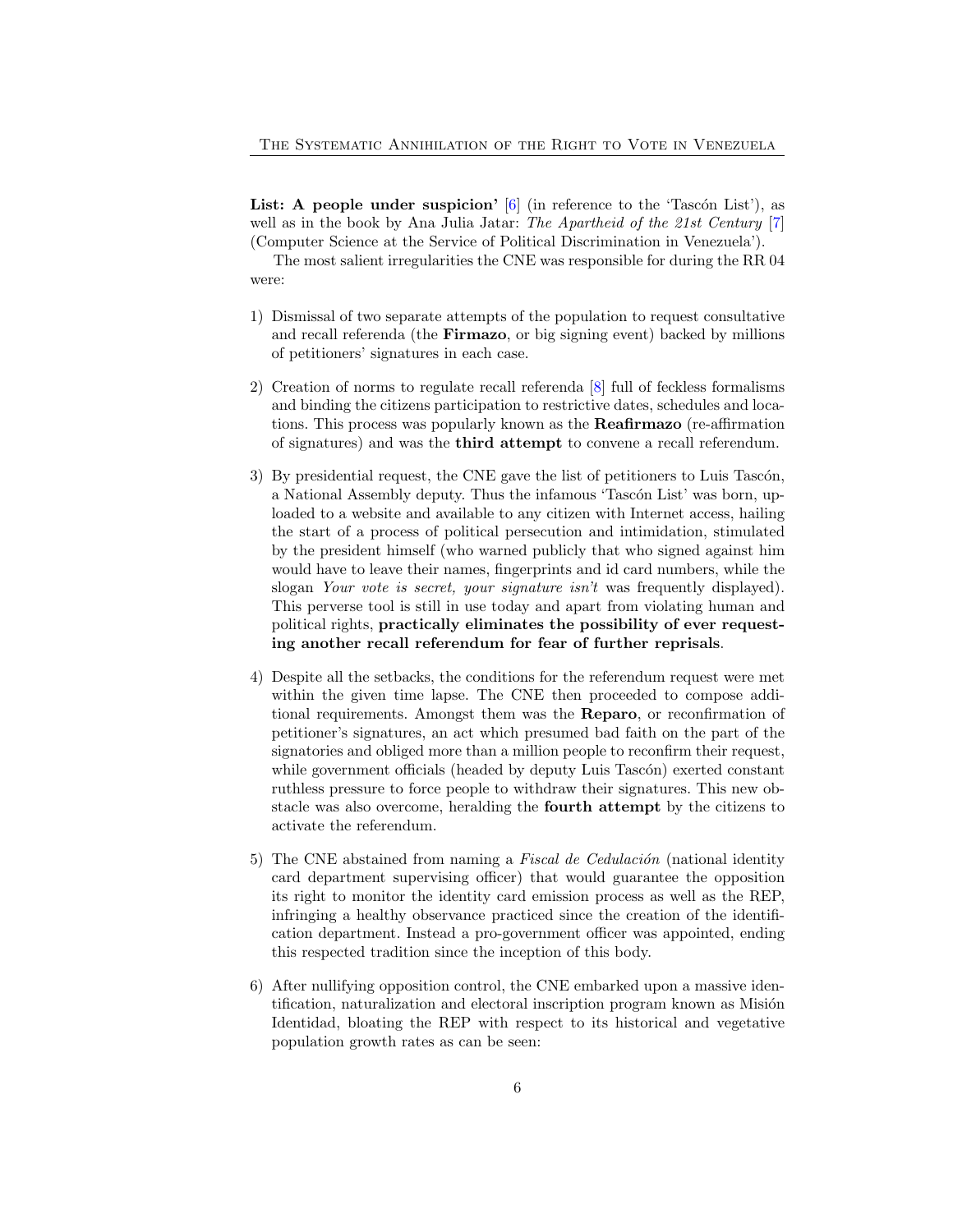**List: A people under suspicion'** [6] (in reference to the 'Tascón List'), as well as in the book by Ana Julia Jatar: *The Apartheid of the 21st Century* [7] (Computer Science at the Service of Political Discrimination in Venezuela').

The most salient irregularities the CNE was responsible for during the RR 04 were:

1) Dismissal of two separate attempts of the population to request consultative and recall referenda (the **Firmazo**, or big signing event) backed by millions of petitioners' signatures in each case.

2) Creation of norms to regulate recall referenda [8] full of feckless formalisms and binding the citizens participation to restrictive dates, schedules and locations. This process was popularly known as the **Reafirmazo** (re-affirmation of signatures) and was the **third attempt** to convene a recall referendum.

3) By presidential request, the CNE gave the list of petitioners to Luis Tascón, a National Assembly deputy. Thus the infamous 'Tascón List' was born, uploaded to a website and available to any citizen with Internet access, hailing the start of a process of political persecution and intimidation, stimulated by the president himself (who warned publicly that who signed against him would have to leave their names, fingerprints and id card numbers, while the slogan *Your vote is secret, your signature isn't* was frequently displayed). This perverse tool is still in use today and apart from violating human and political rights, **practically eliminates the possibility of ever requesting another recall referendum for fear of further reprisals**.

4) Despite all the setbacks, the conditions for the referendum request were met within the given time lapse. The CNE then proceeded to compose additional requirements. Amongst them was the **Reparo**, or reconfirmation of petitioner's signatures, an act which presumed bad faith on the part of the signatories and obliged more than a million people to reconfirm their request, while government officials (headed by deputy Luis Tascón) exerted constant ruthless pressure to force people to withdraw their signatures. This new obstacle was also overcome, heralding the **fourth attempt** by the citizens to activate the referendum.

5) The CNE abstained from naming a *Fiscal de Cedulación* (national identity card department supervising officer) that would guarantee the opposition its right to monitor the identity card emission process as well as the REP, infringing a healthy observance practiced since the creation of the identification department. Instead a pro-government officer was appointed, ending this respected tradition since the inception of this body.

6) After nullifying opposition control, the CNE embarked upon a massive identification, naturalization and electoral inscription program known as Misión Identidad, bloating the REP with respect to its historical and vegetative population growth rates as can be seen: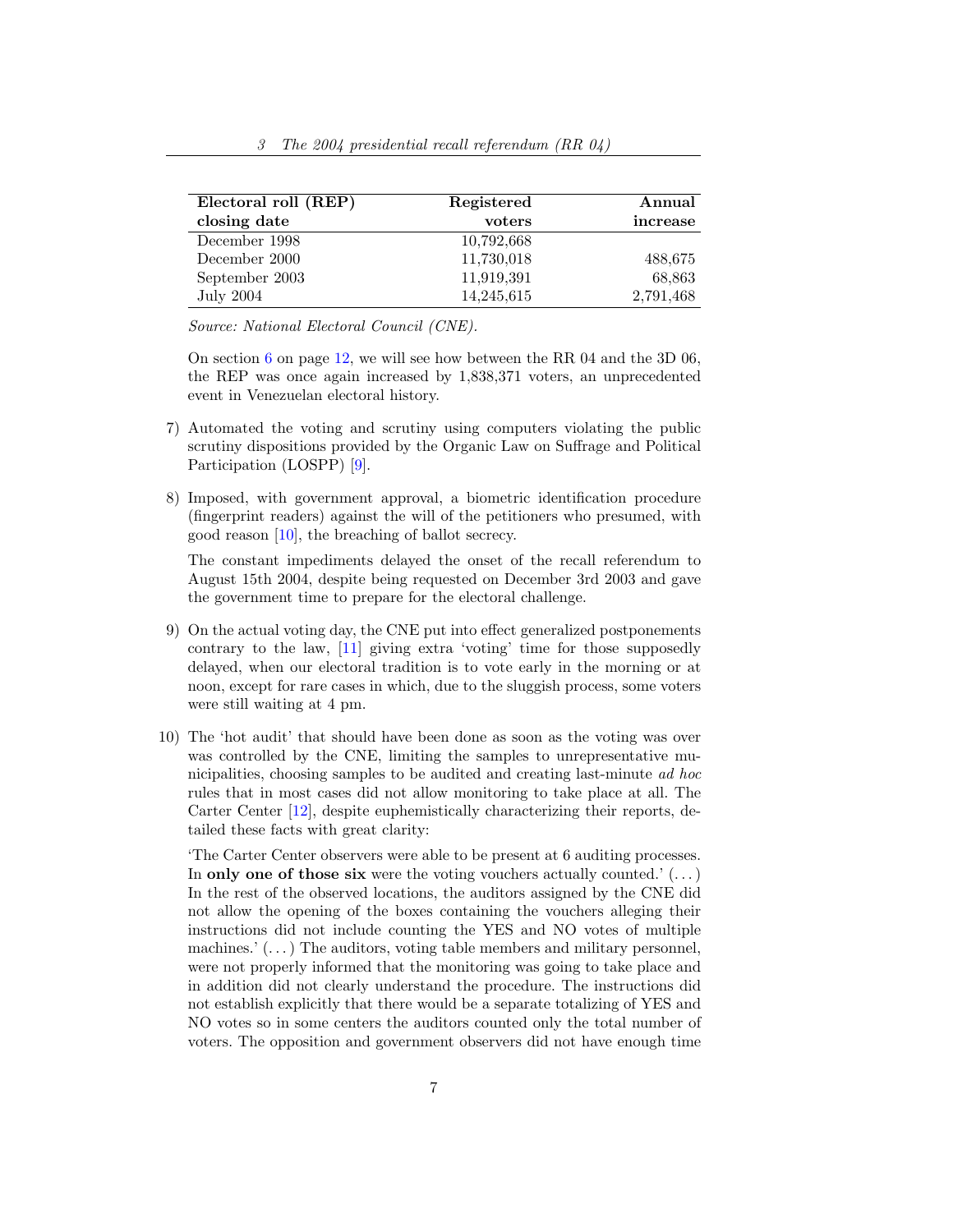| Electoral roll (REP) closing date | Registered voters | Annual increase |
|---|---|---|
| December 1998 | 10,792,668 | |
| December 2000 | 11,730,018 | 488,675 |
| September 2003 | 11,919,391 | 68,863 |
| July 2004 | 14,245,615 | 2,791,468 |

*Source: National Electoral Council (CNE).*

On section 6 on page 12, we will see how between the RR 04 and the 3D 06, the REP was once again increased by 1,838,371 voters, an unprecedented event in Venezuelan electoral history.

7) Automated the voting and scrutiny using computers violating the public scrutiny dispositions provided by the Organic Law on Suffrage and Political Participation (LOSPP) [9].

8) Imposed, with government approval, a biometric identification procedure (fingerprint readers) against the will of the petitioners who presumed, with good reason [10], the breaching of ballot secrecy.

   The constant impediments delayed the onset of the recall referendum to August 15th 2004, despite being requested on December 3rd 2003 and gave the government time to prepare for the electoral challenge.

9) On the actual voting day, the CNE put into effect generalized postponements contrary to the law, [11] giving extra 'voting' time for those supposedly delayed, when our electoral tradition is to vote early in the morning or at noon, except for rare cases in which, due to the sluggish process, some voters were still waiting at 4 pm.

10) The 'hot audit' that should have been done as soon as the voting was over was controlled by the CNE, limiting the samples to unrepresentative municipalities, choosing samples to be audited and creating last-minute *ad hoc* rules that in most cases did not allow monitoring to take place at all. The Carter Center [12], despite euphemistically characterizing their reports, detailed these facts with great clarity:

    'The Carter Center observers were able to be present at 6 auditing processes. In **only one of those six** were the voting vouchers actually counted.' (...) In the rest of the observed locations, the auditors assigned by the CNE did not allow the opening of the boxes containing the vouchers alleging their instructions did not include counting the YES and NO votes of multiple machines.' (...) The auditors, voting table members and military personnel, were not properly informed that the monitoring was going to take place and in addition did not clearly understand the procedure. The instructions did not establish explicitly that there would be a separate totalizing of YES and NO votes so in some centers the auditors counted only the total number of voters. The opposition and government observers did not have enough time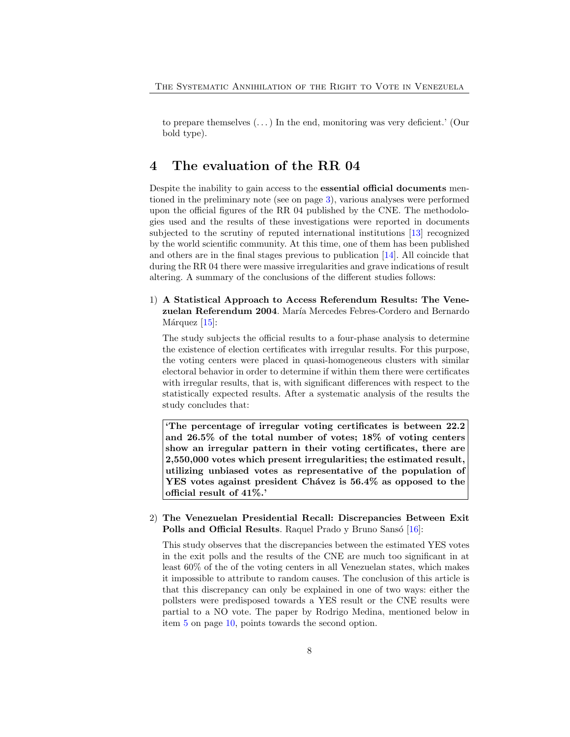to prepare themselves (. . . ) In the end, monitoring was very deficient.' (Our bold type).

## 4 The evaluation of the RR 04

Despite the inability to gain access to the **essential official documents** mentioned in the preliminary note (see on page 3), various analyses were performed upon the official figures of the RR 04 published by the CNE. The methodologies used and the results of these investigations were reported in documents subjected to the scrutiny of reputed international institutions [13] recognized by the world scientific community. At this time, one of them has been published and others are in the final stages previous to publication [14]. All coincide that during the RR 04 there were massive irregularities and grave indications of result altering. A summary of the conclusions of the different studies follows:

1) **A Statistical Approach to Access Referendum Results: The Venezuelan Referendum 2004**. María Mercedes Febres-Cordero and Bernardo Márquez [15]:

   The study subjects the official results to a four-phase analysis to determine the existence of election certificates with irregular results. For this purpose, the voting centers were placed in quasi-homogeneous clusters with similar electoral behavior in order to determine if within them there were certificates with irregular results, that is, with significant differences with respect to the statistically expected results. After a systematic analysis of the results the study concludes that:

   > **'The percentage of irregular voting certificates is between 22.2 and 26.5% of the total number of votes; 18% of voting centers show an irregular pattern in their voting certificates, there are 2,550,000 votes which present irregularities; the estimated result, utilizing unbiased votes as representative of the population of YES votes against president Chávez is 56.4% as opposed to the official result of 41%.'**

2) **The Venezuelan Presidential Recall: Discrepancies Between Exit Polls and Official Results**. Raquel Prado y Bruno Sansó [16]:

   This study observes that the discrepancies between the estimated YES votes in the exit polls and the results of the CNE are much too significant in at least 60% of the of the voting centers in all Venezuelan states, which makes it impossible to attribute to random causes. The conclusion of this article is that this discrepancy can only be explained in one of two ways: either the pollsters were predisposed towards a YES result or the CNE results were partial to a NO vote. The paper by Rodrigo Medina, mentioned below in item 5 on page 10, points towards the second option.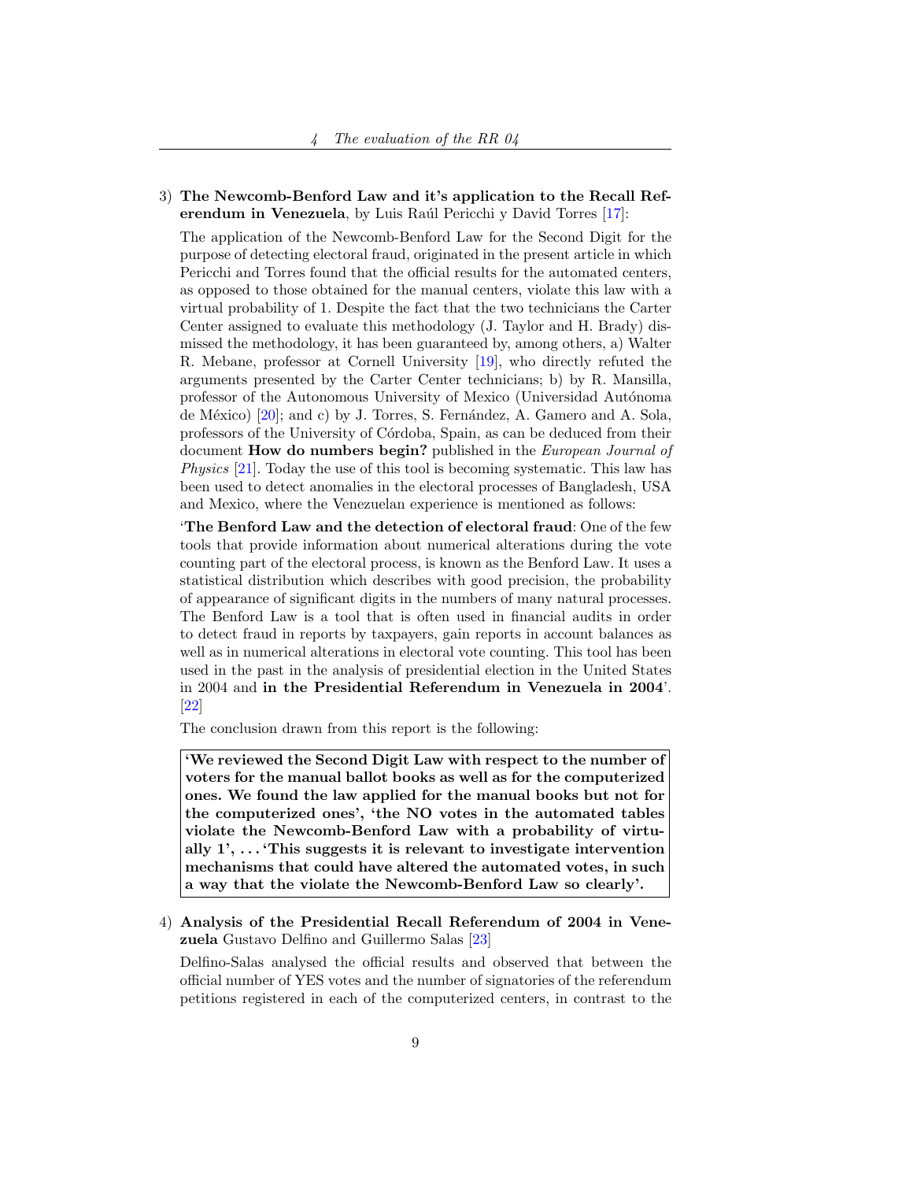3) **The Newcomb-Benford Law and it's application to the Recall Referendum in Venezuela**, by Luis Raúl Pericchi y David Torres [17]:

   The application of the Newcomb-Benford Law for the Second Digit for the purpose of detecting electoral fraud, originated in the present article in which Pericchi and Torres found that the official results for the automated centers, as opposed to those obtained for the manual centers, violate this law with a virtual probability of 1. Despite the fact that the two technicians the Carter Center assigned to evaluate this methodology (J. Taylor and H. Brady) dismissed the methodology, it has been guaranteed by, among others, a) Walter R. Mebane, professor at Cornell University [19], who directly refuted the arguments presented by the Carter Center technicians; b) by R. Mansilla, professor of the Autonomous University of Mexico (Universidad Autónoma de México) [20]; and c) by J. Torres, S. Fernández, A. Gamero and A. Sola, professors of the University of Córdoba, Spain, as can be deduced from their document **How do numbers begin?** published in the *European Journal of Physics* [21]. Today the use of this tool is becoming systematic. This law has been used to detect anomalies in the electoral processes of Bangladesh, USA and Mexico, where the Venezuelan experience is mentioned as follows:

   '**The Benford Law and the detection of electoral fraud**: One of the few tools that provide information about numerical alterations during the vote counting part of the electoral process, is known as the Benford Law. It uses a statistical distribution which describes with good precision, the probability of appearance of significant digits in the numbers of many natural processes. The Benford Law is a tool that is often used in financial audits in order to detect fraud in reports by taxpayers, gain reports in account balances as well as in numerical alterations in electoral vote counting. This tool has been used in the past in the analysis of presidential election in the United States in 2004 and **in the Presidential Referendum in Venezuela in 2004**'. [22]

   The conclusion drawn from this report is the following:

   > **'We reviewed the Second Digit Law with respect to the number of voters for the manual ballot books as well as for the computerized ones. We found the law applied for the manual books but not for the computerized ones', 'the NO votes in the automated tables violate the Newcomb-Benford Law with a probability of virtually 1', . . . 'This suggests it is relevant to investigate intervention mechanisms that could have altered the automated votes, in such a way that the violate the Newcomb-Benford Law so clearly'.**

4) **Analysis of the Presidential Recall Referendum of 2004 in Venezuela** Gustavo Delfino and Guillermo Salas [23]

   Delfino-Salas analysed the official results and observed that between the official number of YES votes and the number of signatories of the referendum petitions registered in each of the computerized centers, in contrast to the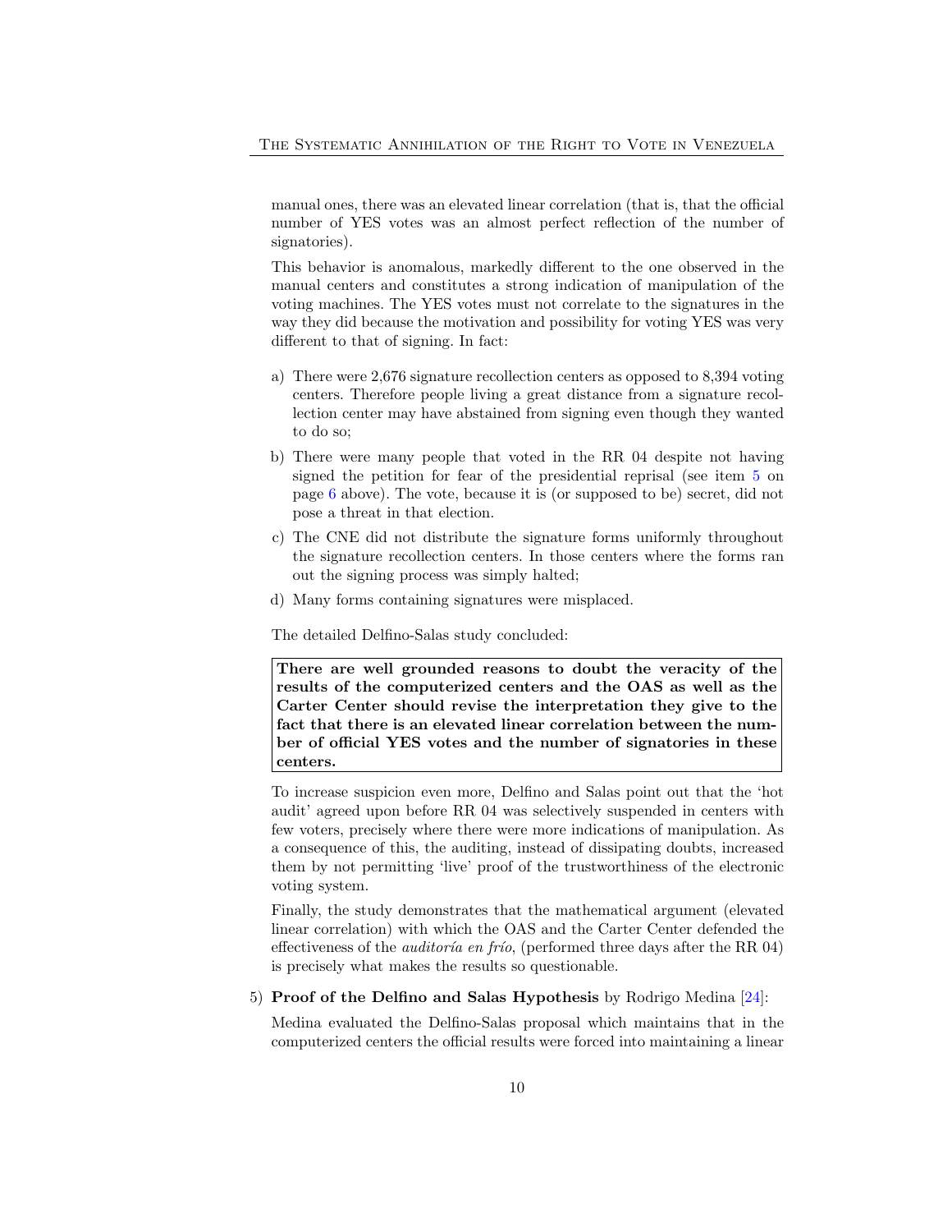manual ones, there was an elevated linear correlation (that is, that the official number of YES votes was an almost perfect reflection of the number of signatories).

This behavior is anomalous, markedly different to the one observed in the manual centers and constitutes a strong indication of manipulation of the voting machines. The YES votes must not correlate to the signatures in the way they did because the motivation and possibility for voting YES was very different to that of signing. In fact:

a) There were 2,676 signature recollection centers as opposed to 8,394 voting centers. Therefore people living a great distance from a signature recollection center may have abstained from signing even though they wanted to do so;

b) There were many people that voted in the RR 04 despite not having signed the petition for fear of the presidential reprisal (see item 5 on page 6 above). The vote, because it is (or supposed to be) secret, did not pose a threat in that election.

c) The CNE did not distribute the signature forms uniformly throughout the signature recollection centers. In those centers where the forms ran out the signing process was simply halted;

d) Many forms containing signatures were misplaced.

The detailed Delfino-Salas study concluded:

> **There are well grounded reasons to doubt the veracity of the results of the computerized centers and the OAS as well as the Carter Center should revise the interpretation they give to the fact that there is an elevated linear correlation between the number of official YES votes and the number of signatories in these centers.**

To increase suspicion even more, Delfino and Salas point out that the 'hot audit' agreed upon before RR 04 was selectively suspended in centers with few voters, precisely where there were more indications of manipulation. As a consequence of this, the auditing, instead of dissipating doubts, increased them by not permitting 'live' proof of the trustworthiness of the electronic voting system.

Finally, the study demonstrates that the mathematical argument (elevated linear correlation) with which the OAS and the Carter Center defended the effectiveness of the *auditoría en frío*, (performed three days after the RR 04) is precisely what makes the results so questionable.

5) **Proof of the Delfino and Salas Hypothesis** by Rodrigo Medina [24]:

Medina evaluated the Delfino-Salas proposal which maintains that in the computerized centers the official results were forced into maintaining a linear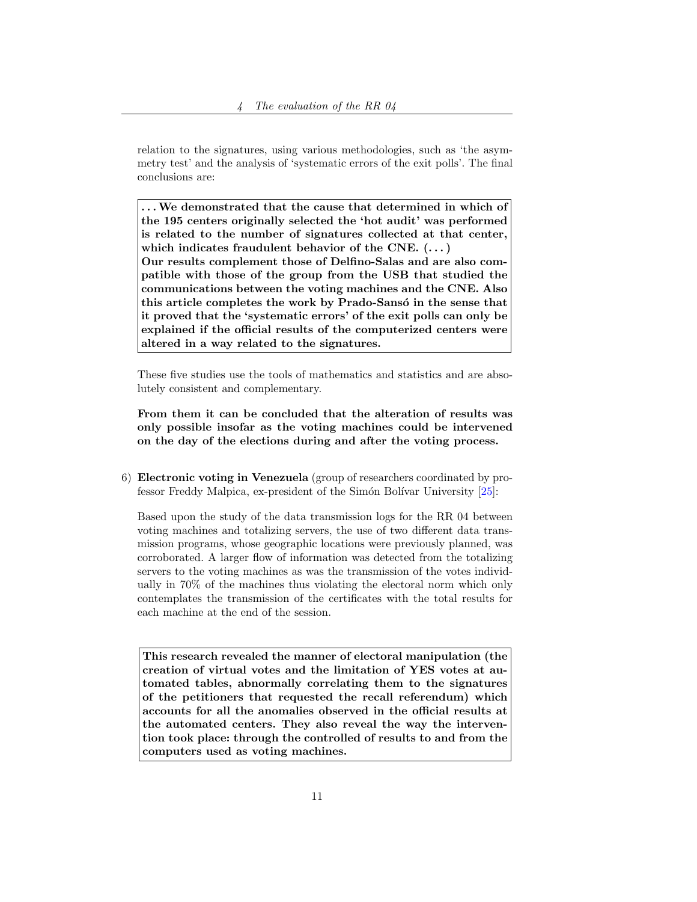relation to the signatures, using various methodologies, such as 'the asymmetry test' and the analysis of 'systematic errors of the exit polls'. The final conclusions are:

> **. . . We demonstrated that the cause that determined in which of the 195 centers originally selected the 'hot audit' was performed is related to the number of signatures collected at that center, which indicates fraudulent behavior of the CNE. (. . . )**
> **Our results complement those of Delfino-Salas and are also compatible with those of the group from the USB that studied the communications between the voting machines and the CNE. Also this article completes the work by Prado-Sansó in the sense that it proved that the 'systematic errors' of the exit polls can only be explained if the official results of the computerized centers were altered in a way related to the signatures.**

These five studies use the tools of mathematics and statistics and are absolutely consistent and complementary.

**From them it can be concluded that the alteration of results was only possible insofar as the voting machines could be intervened on the day of the elections during and after the voting process.**

6) **Electronic voting in Venezuela** (group of researchers coordinated by professor Freddy Malpica, ex-president of the Simón Bolívar University [25]:

Based upon the study of the data transmission logs for the RR 04 between voting machines and totalizing servers, the use of two different data transmission programs, whose geographic locations were previously planned, was corroborated. A larger flow of information was detected from the totalizing servers to the voting machines as was the transmission of the votes individually in 70% of the machines thus violating the electoral norm which only contemplates the transmission of the certificates with the total results for each machine at the end of the session.

> **This research revealed the manner of electoral manipulation (the creation of virtual votes and the limitation of YES votes at automated tables, abnormally correlating them to the signatures of the petitioners that requested the recall referendum) which accounts for all the anomalies observed in the official results at the automated centers. They also reveal the way the intervention took place: through the controlled of results to and from the computers used as voting machines.**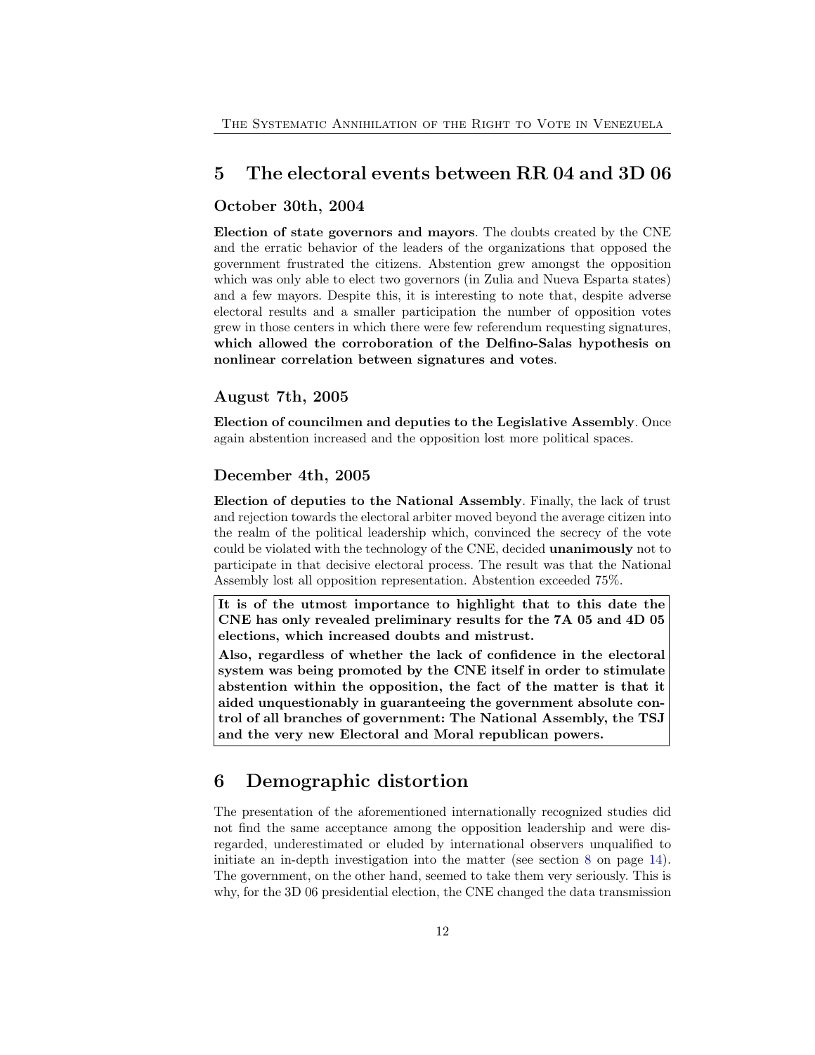## 5 The electoral events between RR 04 and 3D 06

### October 30th, 2004

**Election of state governors and mayors**. The doubts created by the CNE and the erratic behavior of the leaders of the organizations that opposed the government frustrated the citizens. Abstention grew amongst the opposition which was only able to elect two governors (in Zulia and Nueva Esparta states) and a few mayors. Despite this, it is interesting to note that, despite adverse electoral results and a smaller participation the number of opposition votes grew in those centers in which there were few referendum requesting signatures, **which allowed the corroboration of the Delfino-Salas hypothesis on nonlinear correlation between signatures and votes**.

### August 7th, 2005

**Election of councilmen and deputies to the Legislative Assembly**. Once again abstention increased and the opposition lost more political spaces.

### December 4th, 2005

**Election of deputies to the National Assembly**. Finally, the lack of trust and rejection towards the electoral arbiter moved beyond the average citizen into the realm of the political leadership which, convinced the secrecy of the vote could be violated with the technology of the CNE, decided **unanimously** not to participate in that decisive electoral process. The result was that the National Assembly lost all opposition representation. Abstention exceeded 75%.

> **It is of the utmost importance to highlight that to this date the CNE has only revealed preliminary results for the 7A 05 and 4D 05 elections, which increased doubts and mistrust.**
>
> **Also, regardless of whether the lack of confidence in the electoral system was being promoted by the CNE itself in order to stimulate abstention within the opposition, the fact of the matter is that it aided unquestionably in guaranteeing the government absolute control of all branches of government: The National Assembly, the TSJ and the very new Electoral and Moral republican powers.**

## 6 Demographic distortion

The presentation of the aforementioned internationally recognized studies did not find the same acceptance among the opposition leadership and were disregarded, underestimated or eluded by international observers unqualified to initiate an in-depth investigation into the matter (see section 8 on page 14). The government, on the other hand, seemed to take them very seriously. This is why, for the 3D 06 presidential election, the CNE changed the data transmission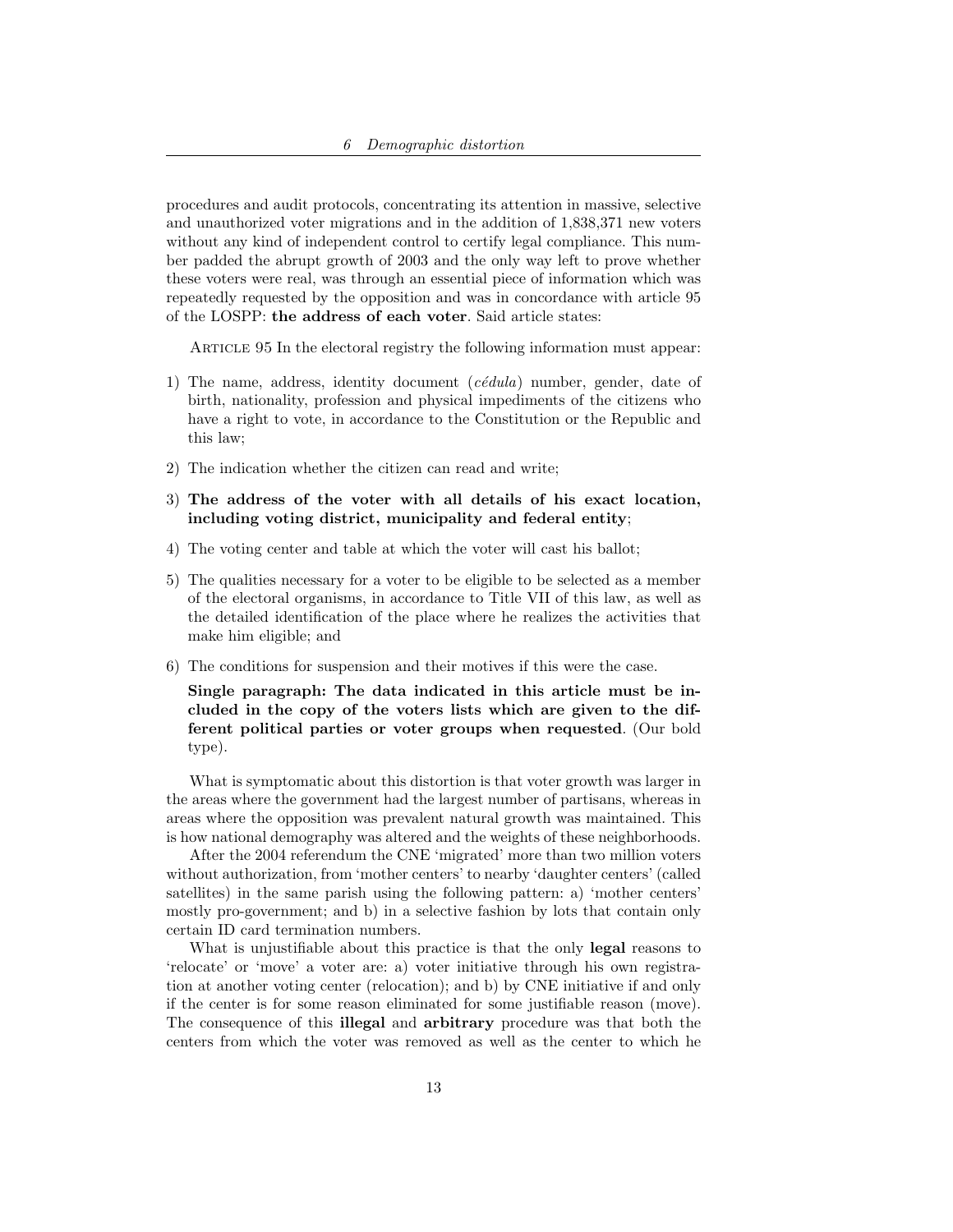procedures and audit protocols, concentrating its attention in massive, selective and unauthorized voter migrations and in the addition of 1,838,371 new voters without any kind of independent control to certify legal compliance. This number padded the abrupt growth of 2003 and the only way left to prove whether these voters were real, was through an essential piece of information which was repeatedly requested by the opposition and was in concordance with article 95 of the LOSPP: **the address of each voter**. Said article states:

ARTICLE 95 In the electoral registry the following information must appear:

1) The name, address, identity document (*cédula*) number, gender, date of birth, nationality, profession and physical impediments of the citizens who have a right to vote, in accordance to the Constitution or the Republic and this law;
2) The indication whether the citizen can read and write;
3) **The address of the voter with all details of his exact location, including voting district, municipality and federal entity**;
4) The voting center and table at which the voter will cast his ballot;
5) The qualities necessary for a voter to be eligible to be selected as a member of the electoral organisms, in accordance to Title VII of this law, as well as the detailed identification of the place where he realizes the activities that make him eligible; and
6) The conditions for suspension and their motives if this were the case.

**Single paragraph: The data indicated in this article must be included in the copy of the voters lists which are given to the different political parties or voter groups when requested**. (Our bold type).

What is symptomatic about this distortion is that voter growth was larger in the areas where the government had the largest number of partisans, whereas in areas where the opposition was prevalent natural growth was maintained. This is how national demography was altered and the weights of these neighborhoods.

After the 2004 referendum the CNE 'migrated' more than two million voters without authorization, from 'mother centers' to nearby 'daughter centers' (called satellites) in the same parish using the following pattern: a) 'mother centers' mostly pro-government; and b) in a selective fashion by lots that contain only certain ID card termination numbers.

What is unjustifiable about this practice is that the only **legal** reasons to 'relocate' or 'move' a voter are: a) voter initiative through his own registration at another voting center (relocation); and b) by CNE initiative if and only if the center is for some reason eliminated for some justifiable reason (move). The consequence of this **illegal** and **arbitrary** procedure was that both the centers from which the voter was removed as well as the center to which he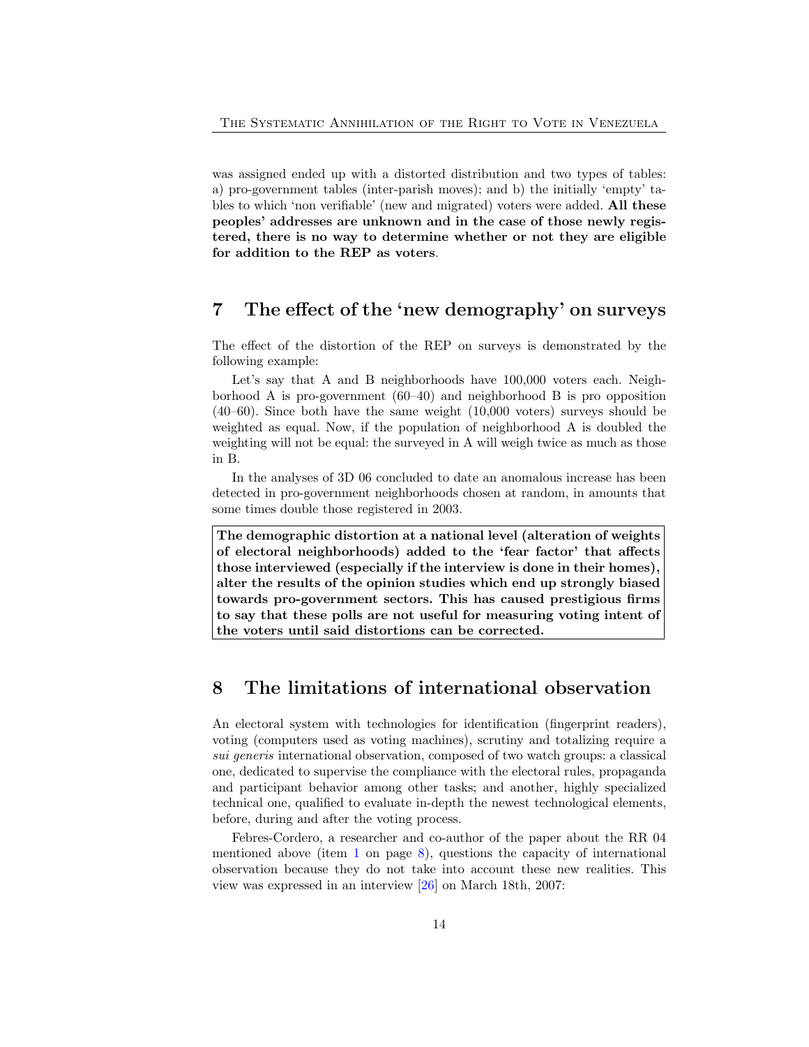was assigned ended up with a distorted distribution and two types of tables: a) pro-government tables (inter-parish moves); and b) the initially 'empty' tables to which 'non verifiable' (new and migrated) voters were added. **All these peoples' addresses are unknown and in the case of those newly registered, there is no way to determine whether or not they are eligible for addition to the REP as voters**.

## 7 The effect of the 'new demography' on surveys

The effect of the distortion of the REP on surveys is demonstrated by the following example:

Let's say that A and B neighborhoods have 100,000 voters each. Neighborhood A is pro-government (60–40) and neighborhood B is pro opposition (40–60). Since both have the same weight (10,000 voters) surveys should be weighted as equal. Now, if the population of neighborhood A is doubled the weighting will not be equal: the surveyed in A will weigh twice as much as those in B.

In the analyses of 3D 06 concluded to date an anomalous increase has been detected in pro-government neighborhoods chosen at random, in amounts that some times double those registered in 2003.

**The demographic distortion at a national level (alteration of weights of electoral neighborhoods) added to the 'fear factor' that affects those interviewed (especially if the interview is done in their homes), alter the results of the opinion studies which end up strongly biased towards pro-government sectors. This has caused prestigious firms to say that these polls are not useful for measuring voting intent of the voters until said distortions can be corrected.**

## 8 The limitations of international observation

An electoral system with technologies for identification (fingerprint readers), voting (computers used as voting machines), scrutiny and totalizing require a *sui generis* international observation, composed of two watch groups: a classical one, dedicated to supervise the compliance with the electoral rules, propaganda and participant behavior among other tasks; and another, highly specialized technical one, qualified to evaluate in-depth the newest technological elements, before, during and after the voting process.

Febres-Cordero, a researcher and co-author of the paper about the RR 04 mentioned above (item 1 on page 8), questions the capacity of international observation because they do not take into account these new realities. This view was expressed in an interview [26] on March 18th, 2007: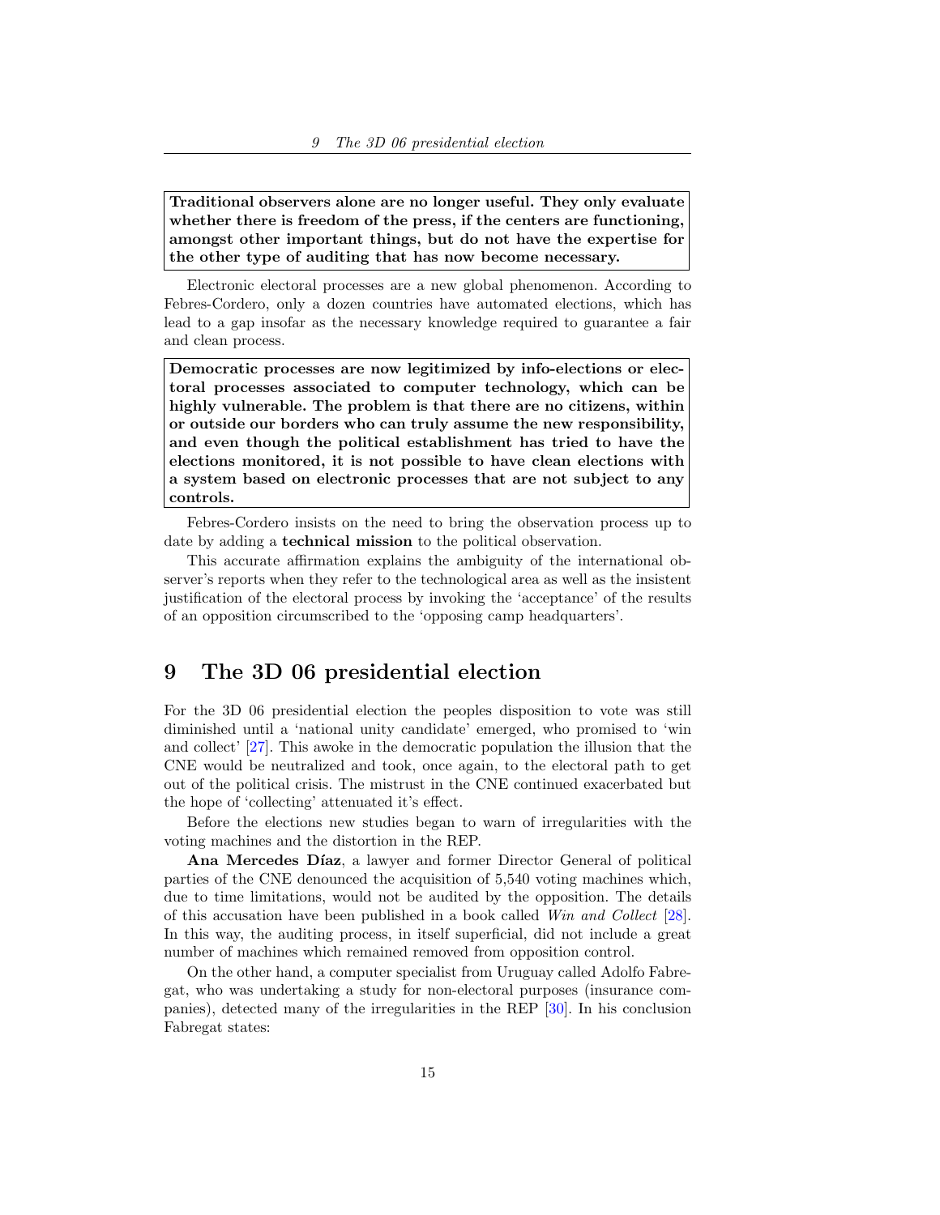**Traditional observers alone are no longer useful. They only evaluate whether there is freedom of the press, if the centers are functioning, amongst other important things, but do not have the expertise for the other type of auditing that has now become necessary.**

Electronic electoral processes are a new global phenomenon. According to Febres-Cordero, only a dozen countries have automated elections, which has lead to a gap insofar as the necessary knowledge required to guarantee a fair and clean process.

**Democratic processes are now legitimized by info-elections or electoral processes associated to computer technology, which can be highly vulnerable. The problem is that there are no citizens, within or outside our borders who can truly assume the new responsibility, and even though the political establishment has tried to have the elections monitored, it is not possible to have clean elections with a system based on electronic processes that are not subject to any controls.**

Febres-Cordero insists on the need to bring the observation process up to date by adding a **technical mission** to the political observation.

This accurate affirmation explains the ambiguity of the international observer's reports when they refer to the technological area as well as the insistent justification of the electoral process by invoking the 'acceptance' of the results of an opposition circumscribed to the 'opposing camp headquarters'.

## 9 The 3D 06 presidential election

For the 3D 06 presidential election the peoples disposition to vote was still diminished until a 'national unity candidate' emerged, who promised to 'win and collect' [27]. This awoke in the democratic population the illusion that the CNE would be neutralized and took, once again, to the electoral path to get out of the political crisis. The mistrust in the CNE continued exacerbated but the hope of 'collecting' attenuated it's effect.

Before the elections new studies began to warn of irregularities with the voting machines and the distortion in the REP.

**Ana Mercedes Díaz**, a lawyer and former Director General of political parties of the CNE denounced the acquisition of 5,540 voting machines which, due to time limitations, would not be audited by the opposition. The details of this accusation have been published in a book called *Win and Collect* [28]. In this way, the auditing process, in itself superficial, did not include a great number of machines which remained removed from opposition control.

On the other hand, a computer specialist from Uruguay called Adolfo Fabregat, who was undertaking a study for non-electoral purposes (insurance companies), detected many of the irregularities in the REP [30]. In his conclusion Fabregat states: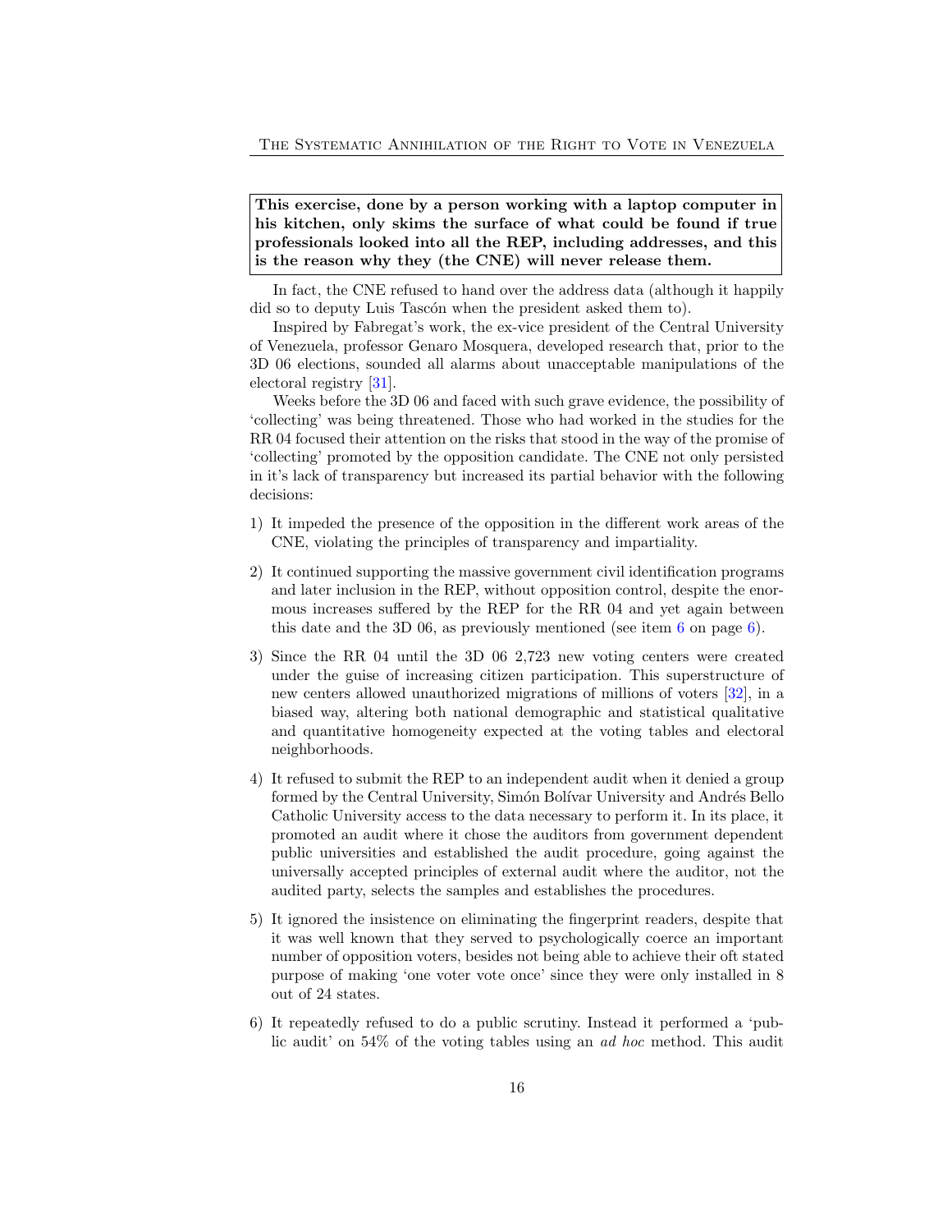**This exercise, done by a person working with a laptop computer in his kitchen, only skims the surface of what could be found if true professionals looked into all the REP, including addresses, and this is the reason why they (the CNE) will never release them.**

In fact, the CNE refused to hand over the address data (although it happily did so to deputy Luis Tascón when the president asked them to).

Inspired by Fabregat's work, the ex-vice president of the Central University of Venezuela, professor Genaro Mosquera, developed research that, prior to the 3D 06 elections, sounded all alarms about unacceptable manipulations of the electoral registry [31].

Weeks before the 3D 06 and faced with such grave evidence, the possibility of 'collecting' was being threatened. Those who had worked in the studies for the RR 04 focused their attention on the risks that stood in the way of the promise of 'collecting' promoted by the opposition candidate. The CNE not only persisted in it's lack of transparency but increased its partial behavior with the following decisions:

1) It impeded the presence of the opposition in the different work areas of the CNE, violating the principles of transparency and impartiality.

2) It continued supporting the massive government civil identification programs and later inclusion in the REP, without opposition control, despite the enormous increases suffered by the REP for the RR 04 and yet again between this date and the 3D 06, as previously mentioned (see item 6 on page 6).

3) Since the RR 04 until the 3D 06 2,723 new voting centers were created under the guise of increasing citizen participation. This superstructure of new centers allowed unauthorized migrations of millions of voters [32], in a biased way, altering both national demographic and statistical qualitative and quantitative homogeneity expected at the voting tables and electoral neighborhoods.

4) It refused to submit the REP to an independent audit when it denied a group formed by the Central University, Simón Bolívar University and Andrés Bello Catholic University access to the data necessary to perform it. In its place, it promoted an audit where it chose the auditors from government dependent public universities and established the audit procedure, going against the universally accepted principles of external audit where the auditor, not the audited party, selects the samples and establishes the procedures.

5) It ignored the insistence on eliminating the fingerprint readers, despite that it was well known that they served to psychologically coerce an important number of opposition voters, besides not being able to achieve their oft stated purpose of making 'one voter vote once' since they were only installed in 8 out of 24 states.

6) It repeatedly refused to do a public scrutiny. Instead it performed a 'public audit' on 54% of the voting tables using an *ad hoc* method. This audit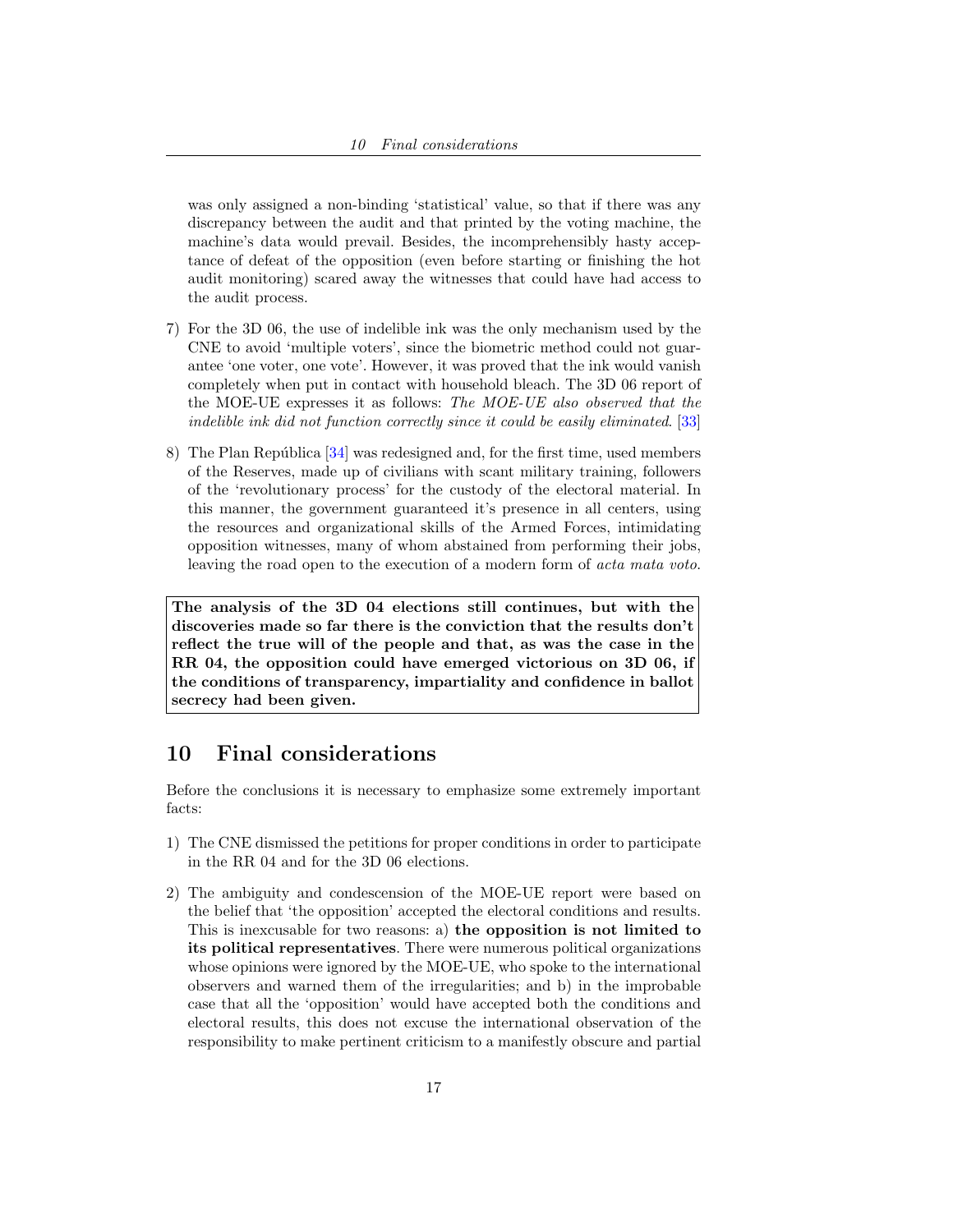was only assigned a non-binding 'statistical' value, so that if there was any discrepancy between the audit and that printed by the voting machine, the machine's data would prevail. Besides, the incomprehensibly hasty acceptance of defeat of the opposition (even before starting or finishing the hot audit monitoring) scared away the witnesses that could have had access to the audit process.

7) For the 3D 06, the use of indelible ink was the only mechanism used by the CNE to avoid 'multiple voters', since the biometric method could not guarantee 'one voter, one vote'. However, it was proved that the ink would vanish completely when put in contact with household bleach. The 3D 06 report of the MOE-UE expresses it as follows: *The MOE-UE also observed that the indelible ink did not function correctly since it could be easily eliminated*. [33]

8) The Plan República [34] was redesigned and, for the first time, used members of the Reserves, made up of civilians with scant military training, followers of the 'revolutionary process' for the custody of the electoral material. In this manner, the government guaranteed it's presence in all centers, using the resources and organizational skills of the Armed Forces, intimidating opposition witnesses, many of whom abstained from performing their jobs, leaving the road open to the execution of a modern form of *acta mata voto*.

**The analysis of the 3D 04 elections still continues, but with the discoveries made so far there is the conviction that the results don't reflect the true will of the people and that, as was the case in the RR 04, the opposition could have emerged victorious on 3D 06, if the conditions of transparency, impartiality and confidence in ballot secrecy had been given.**

## 10 Final considerations

Before the conclusions it is necessary to emphasize some extremely important facts:

1) The CNE dismissed the petitions for proper conditions in order to participate in the RR 04 and for the 3D 06 elections.

2) The ambiguity and condescension of the MOE-UE report were based on the belief that 'the opposition' accepted the electoral conditions and results. This is inexcusable for two reasons: a) **the opposition is not limited to its political representatives**. There were numerous political organizations whose opinions were ignored by the MOE-UE, who spoke to the international observers and warned them of the irregularities; and b) in the improbable case that all the 'opposition' would have accepted both the conditions and electoral results, this does not excuse the international observation of the responsibility to make pertinent criticism to a manifestly obscure and partial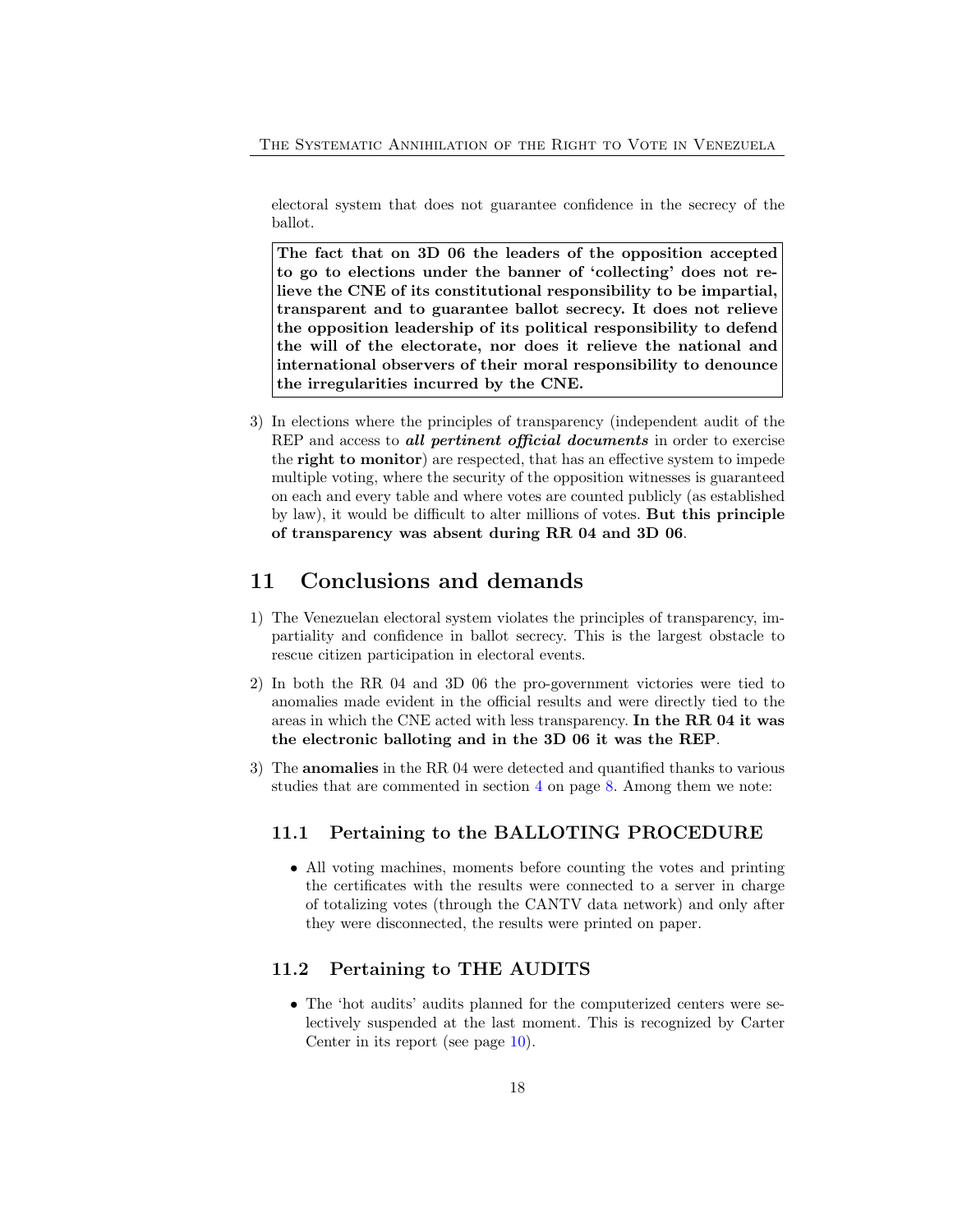electoral system that does not guarantee confidence in the secrecy of the ballot.

> **The fact that on 3D 06 the leaders of the opposition accepted to go to elections under the banner of 'collecting' does not relieve the CNE of its constitutional responsibility to be impartial, transparent and to guarantee ballot secrecy. It does not relieve the opposition leadership of its political responsibility to defend the will of the electorate, nor does it relieve the national and international observers of their moral responsibility to denounce the irregularities incurred by the CNE.**

3) In elections where the principles of transparency (independent audit of the REP and access to ***all pertinent official documents*** in order to exercise the **right to monitor**) are respected, that has an effective system to impede multiple voting, where the security of the opposition witnesses is guaranteed on each and every table and where votes are counted publicly (as established by law), it would be difficult to alter millions of votes. **But this principle of transparency was absent during RR 04 and 3D 06**.

# 11 Conclusions and demands

1) The Venezuelan electoral system violates the principles of transparency, impartiality and confidence in ballot secrecy. This is the largest obstacle to rescue citizen participation in electoral events.

2) In both the RR 04 and 3D 06 the pro-government victories were tied to anomalies made evident in the official results and were directly tied to the areas in which the CNE acted with less transparency. **In the RR 04 it was the electronic balloting and in the 3D 06 it was the REP**.

3) The **anomalies** in the RR 04 were detected and quantified thanks to various studies that are commented in section 4 on page 8. Among them we note:

## 11.1 Pertaining to the BALLOTING PROCEDURE

- All voting machines, moments before counting the votes and printing the certificates with the results were connected to a server in charge of totalizing votes (through the CANTV data network) and only after they were disconnected, the results were printed on paper.

## 11.2 Pertaining to THE AUDITS

- The 'hot audits' audits planned for the computerized centers were selectively suspended at the last moment. This is recognized by Carter Center in its report (see page 10).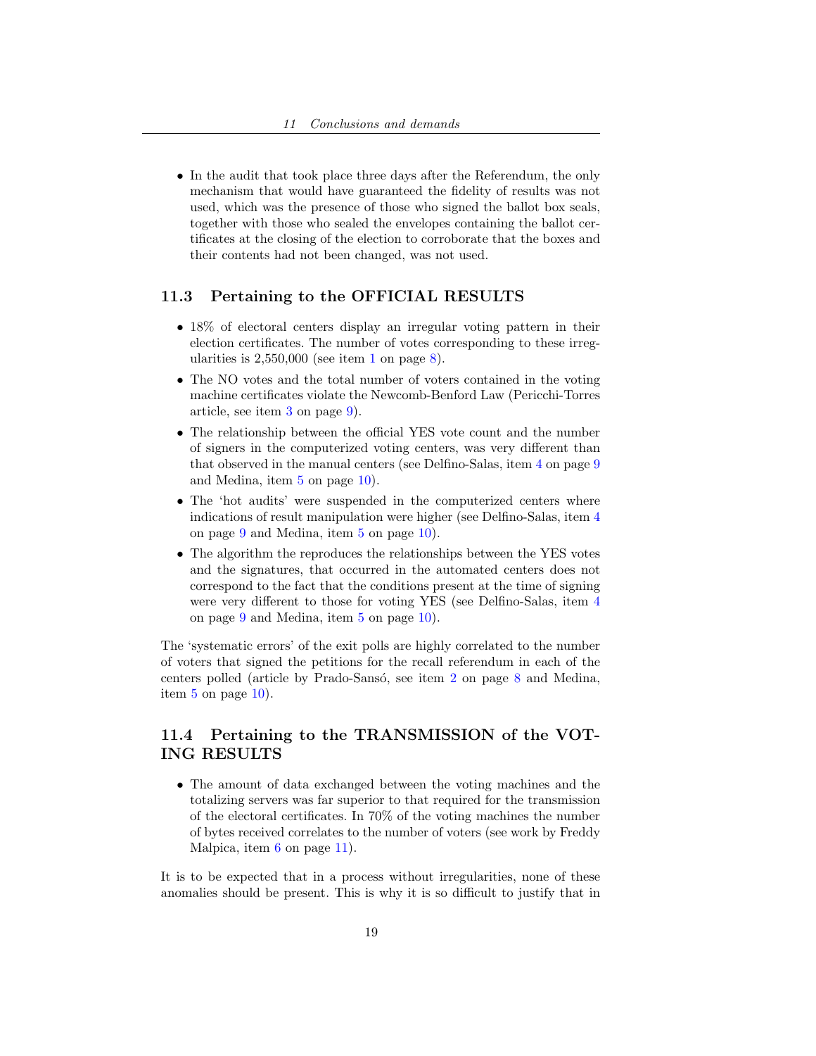- In the audit that took place three days after the Referendum, the only mechanism that would have guaranteed the fidelity of results was not used, which was the presence of those who signed the ballot box seals, together with those who sealed the envelopes containing the ballot certificates at the closing of the election to corroborate that the boxes and their contents had not been changed, was not used.

## 11.3 Pertaining to the OFFICIAL RESULTS

- 18% of electoral centers display an irregular voting pattern in their election certificates. The number of votes corresponding to these irregularities is 2,550,000 (see item 1 on page 8).
- The NO votes and the total number of voters contained in the voting machine certificates violate the Newcomb-Benford Law (Pericchi-Torres article, see item 3 on page 9).
- The relationship between the official YES vote count and the number of signers in the computerized voting centers, was very different than that observed in the manual centers (see Delfino-Salas, item 4 on page 9 and Medina, item 5 on page 10).
- The 'hot audits' were suspended in the computerized centers where indications of result manipulation were higher (see Delfino-Salas, item 4 on page 9 and Medina, item 5 on page 10).
- The algorithm the reproduces the relationships between the YES votes and the signatures, that occurred in the automated centers does not correspond to the fact that the conditions present at the time of signing were very different to those for voting YES (see Delfino-Salas, item 4 on page 9 and Medina, item 5 on page 10).

The 'systematic errors' of the exit polls are highly correlated to the number of voters that signed the petitions for the recall referendum in each of the centers polled (article by Prado-Sansó, see item 2 on page 8 and Medina, item 5 on page 10).

## 11.4 Pertaining to the TRANSMISSION of the VOTING RESULTS

- The amount of data exchanged between the voting machines and the totalizing servers was far superior to that required for the transmission of the electoral certificates. In 70% of the voting machines the number of bytes received correlates to the number of voters (see work by Freddy Malpica, item 6 on page 11).

It is to be expected that in a process without irregularities, none of these anomalies should be present. This is why it is so difficult to justify that in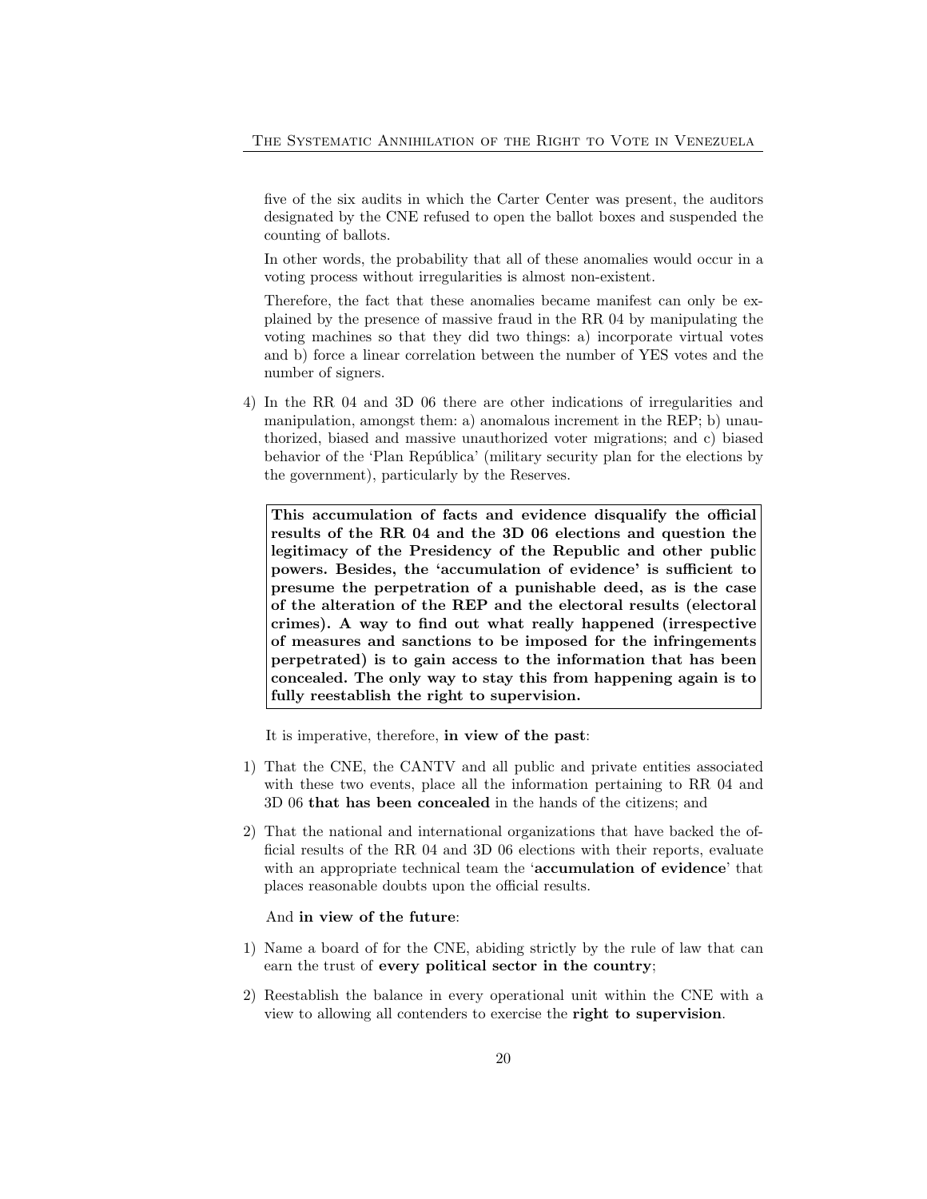five of the six audits in which the Carter Center was present, the auditors designated by the CNE refused to open the ballot boxes and suspended the counting of ballots.

In other words, the probability that all of these anomalies would occur in a voting process without irregularities is almost non-existent.

Therefore, the fact that these anomalies became manifest can only be explained by the presence of massive fraud in the RR 04 by manipulating the voting machines so that they did two things: a) incorporate virtual votes and b) force a linear correlation between the number of YES votes and the number of signers.

4) In the RR 04 and 3D 06 there are other indications of irregularities and manipulation, amongst them: a) anomalous increment in the REP; b) unauthorized, biased and massive unauthorized voter migrations; and c) biased behavior of the 'Plan República' (military security plan for the elections by the government), particularly by the Reserves.

**This accumulation of facts and evidence disqualify the official results of the RR 04 and the 3D 06 elections and question the legitimacy of the Presidency of the Republic and other public powers. Besides, the 'accumulation of evidence' is sufficient to presume the perpetration of a punishable deed, as is the case of the alteration of the REP and the electoral results (electoral crimes). A way to find out what really happened (irrespective of measures and sanctions to be imposed for the infringements perpetrated) is to gain access to the information that has been concealed. The only way to stay this from happening again is to fully reestablish the right to supervision.**

It is imperative, therefore, **in view of the past**:

1) That the CNE, the CANTV and all public and private entities associated with these two events, place all the information pertaining to RR 04 and 3D 06 **that has been concealed** in the hands of the citizens; and

2) That the national and international organizations that have backed the official results of the RR 04 and 3D 06 elections with their reports, evaluate with an appropriate technical team the '**accumulation of evidence**' that places reasonable doubts upon the official results.

And **in view of the future**:

1) Name a board of for the CNE, abiding strictly by the rule of law that can earn the trust of **every political sector in the country**;

2) Reestablish the balance in every operational unit within the CNE with a view to allowing all contenders to exercise the **right to supervision**.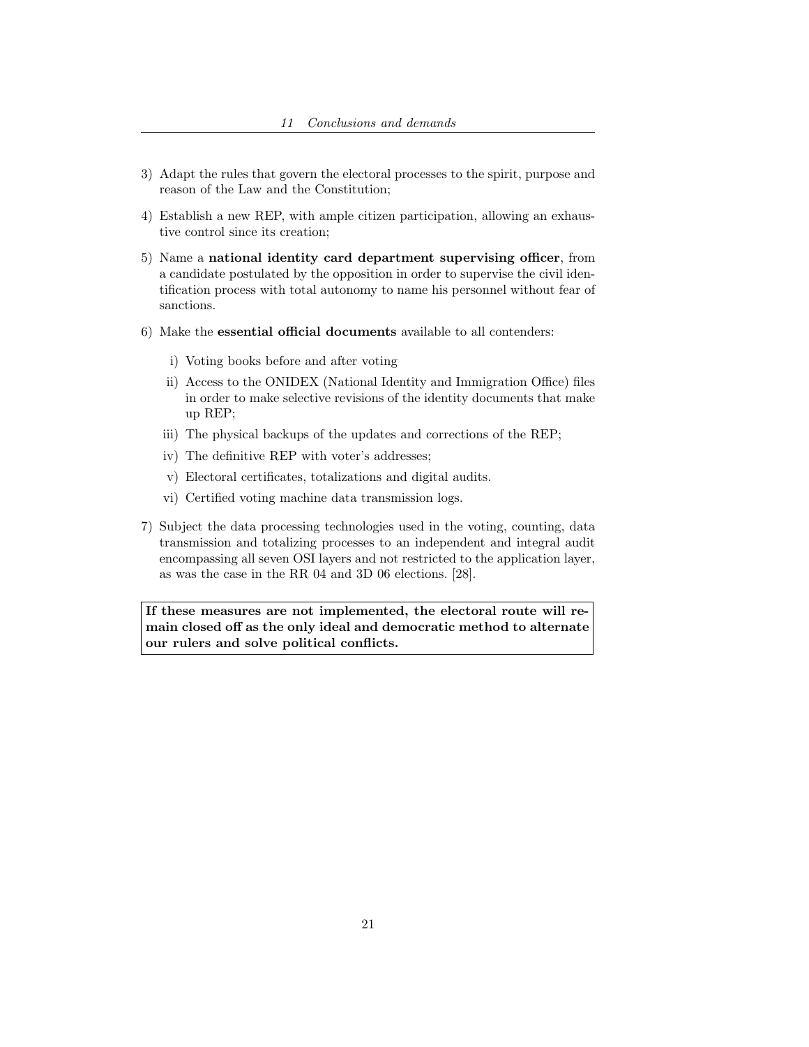3) Adapt the rules that govern the electoral processes to the spirit, purpose and reason of the Law and the Constitution;

4) Establish a new REP, with ample citizen participation, allowing an exhaustive control since its creation;

5) Name a **national identity card department supervising officer**, from a candidate postulated by the opposition in order to supervise the civil identification process with total autonomy to name his personnel without fear of sanctions.

6) Make the **essential official documents** available to all contenders:

   i) Voting books before and after voting

   ii) Access to the ONIDEX (National Identity and Immigration Office) files in order to make selective revisions of the identity documents that make up REP;

   iii) The physical backups of the updates and corrections of the REP;

   iv) The definitive REP with voter's addresses;

   v) Electoral certificates, totalizations and digital audits.

   vi) Certified voting machine data transmission logs.

7) Subject the data processing technologies used in the voting, counting, data transmission and totalizing processes to an independent and integral audit encompassing all seven OSI layers and not restricted to the application layer, as was the case in the RR 04 and 3D 06 elections. [28].

**If these measures are not implemented, the electoral route will remain closed off as the only ideal and democratic method to alternate our rulers and solve political conflicts.**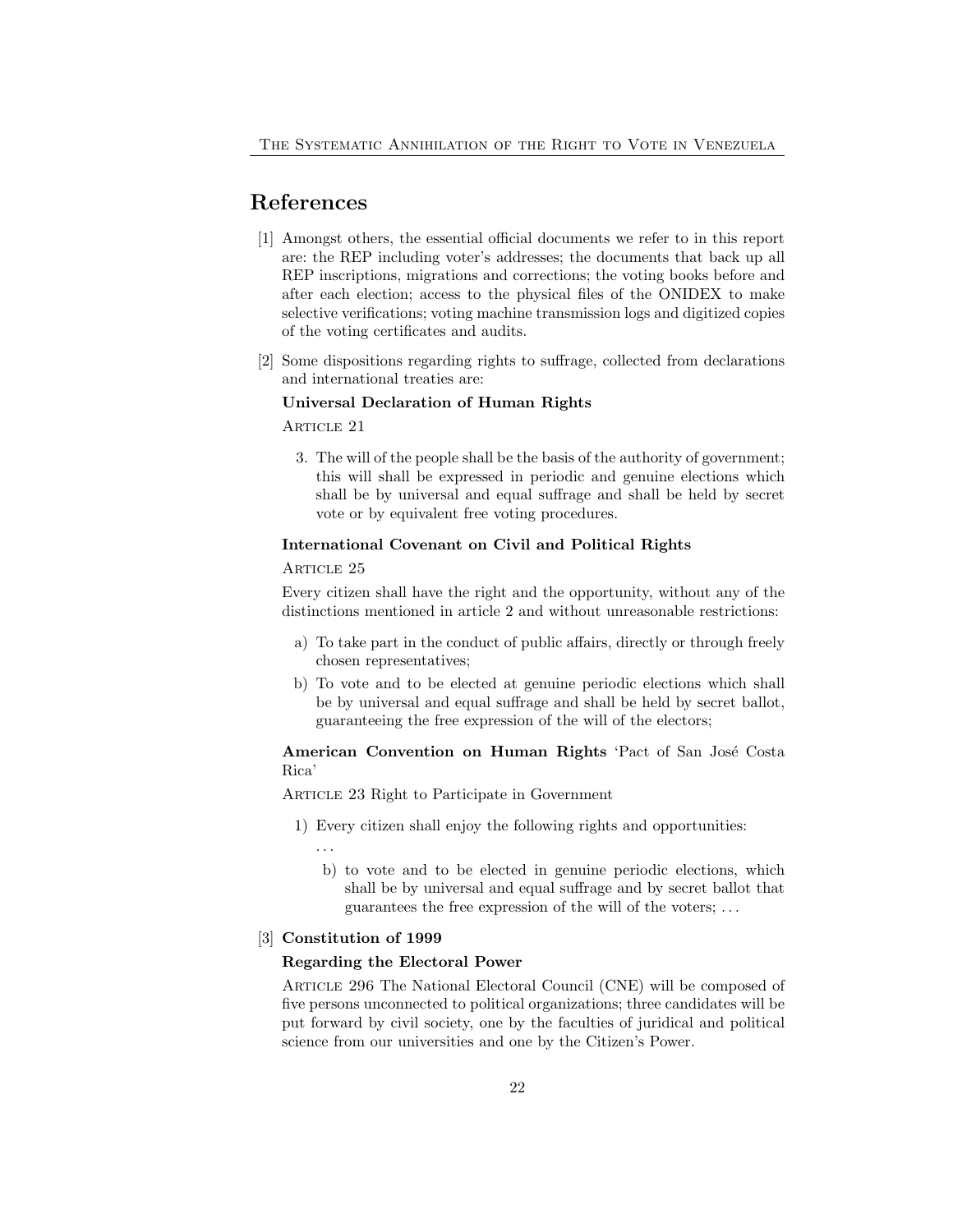## References

[1] Amongst others, the essential official documents we refer to in this report are: the REP including voter's addresses; the documents that back up all REP inscriptions, migrations and corrections; the voting books before and after each election; access to the physical files of the ONIDEX to make selective verifications; voting machine transmission logs and digitized copies of the voting certificates and audits.

[2] Some dispositions regarding rights to suffrage, collected from declarations and international treaties are:

**Universal Declaration of Human Rights**

Article 21

3. The will of the people shall be the basis of the authority of government; this will shall be expressed in periodic and genuine elections which shall be by universal and equal suffrage and shall be held by secret vote or by equivalent free voting procedures.

**International Covenant on Civil and Political Rights**

Article 25

Every citizen shall have the right and the opportunity, without any of the distinctions mentioned in article 2 and without unreasonable restrictions:

a) To take part in the conduct of public affairs, directly or through freely chosen representatives;

b) To vote and to be elected at genuine periodic elections which shall be by universal and equal suffrage and shall be held by secret ballot, guaranteeing the free expression of the will of the electors;

**American Convention on Human Rights** 'Pact of San José Costa Rica'

Article 23 Right to Participate in Government

1) Every citizen shall enjoy the following rights and opportunities:

...

b) to vote and to be elected in genuine periodic elections, which shall be by universal and equal suffrage and by secret ballot that guarantees the free expression of the will of the voters; ...

[3] **Constitution of 1999**

**Regarding the Electoral Power**

Article 296 The National Electoral Council (CNE) will be composed of five persons unconnected to political organizations; three candidates will be put forward by civil society, one by the faculties of juridical and political science from our universities and one by the Citizen's Power.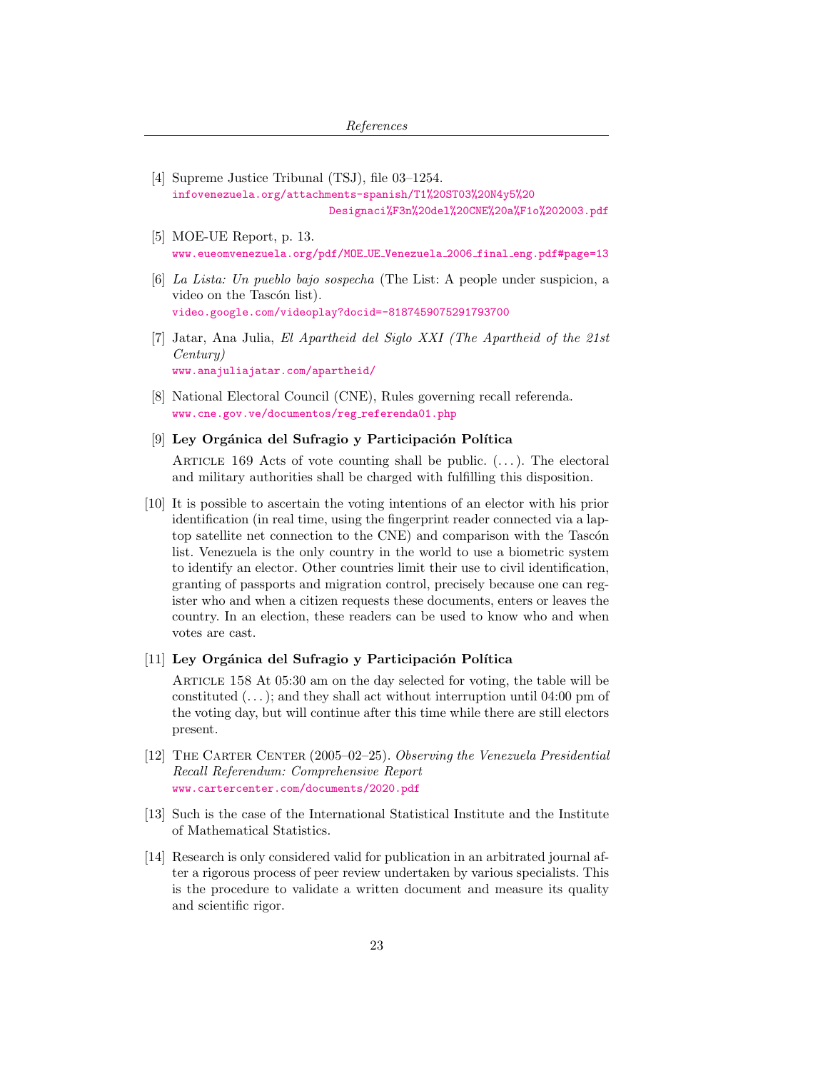[4] Supreme Justice Tribunal (TSJ), file 03–1254.
infovenezuela.org/attachments-spanish/T1%20ST03%20N4y5%20Designaci%F3n%20del%20CNE%20a%F1o%202003.pdf

[5] MOE-UE Report, p. 13.
www.eueomvenezuela.org/pdf/MOE_UE_Venezuela_2006_final_eng.pdf#page=13

[6] *La Lista: Un pueblo bajo sospecha* (The List: A people under suspicion, a video on the Tascón list).
video.google.com/videoplay?docid=-8187459075291793700

[7] Jatar, Ana Julia, *El Apartheid del Siglo XXI (The Apartheid of the 21st Century)*
www.anajuliajatar.com/apartheid/

[8] National Electoral Council (CNE), Rules governing recall referenda.
www.cne.gov.ve/documentos/reg_referenda01.php

[9] **Ley Orgánica del Sufragio y Participación Política**

Article 169 Acts of vote counting shall be public. (. . . ). The electoral and military authorities shall be charged with fulfilling this disposition.

[10] It is possible to ascertain the voting intentions of an elector with his prior identification (in real time, using the fingerprint reader connected via a laptop satellite net connection to the CNE) and comparison with the Tascón list. Venezuela is the only country in the world to use a biometric system to identify an elector. Other countries limit their use to civil identification, granting of passports and migration control, precisely because one can register who and when a citizen requests these documents, enters or leaves the country. In an election, these readers can be used to know who and when votes are cast.

[11] **Ley Orgánica del Sufragio y Participación Política**

Article 158 At 05:30 am on the day selected for voting, the table will be constituted (. . . ); and they shall act without interruption until 04:00 pm of the voting day, but will continue after this time while there are still electors present.

[12] The Carter Center (2005–02–25). *Observing the Venezuela Presidential Recall Referendum: Comprehensive Report*
www.cartercenter.com/documents/2020.pdf

[13] Such is the case of the International Statistical Institute and the Institute of Mathematical Statistics.

[14] Research is only considered valid for publication in an arbitrated journal after a rigorous process of peer review undertaken by various specialists. This is the procedure to validate a written document and measure its quality and scientific rigor.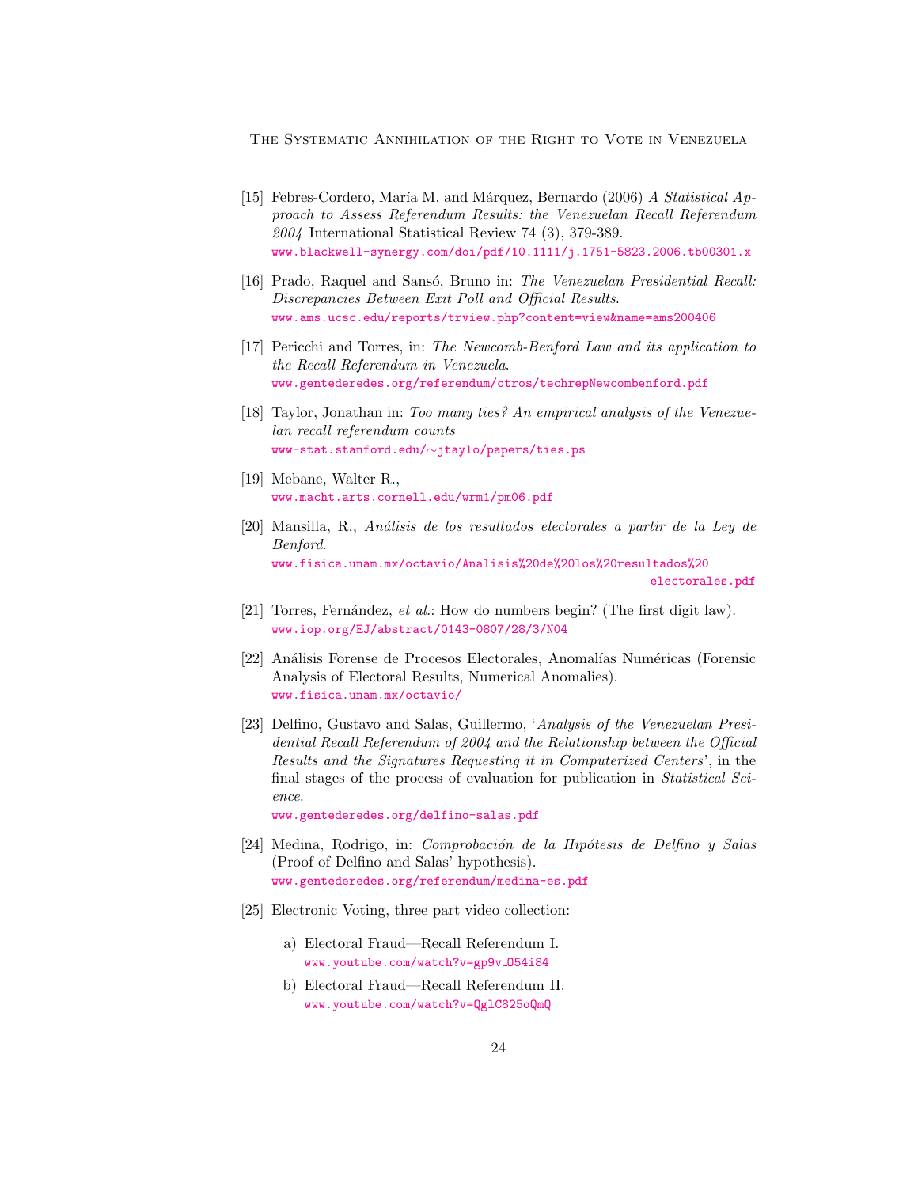[15] Febres-Cordero, María M. and Márquez, Bernardo (2006) *A Statistical Approach to Assess Referendum Results: the Venezuelan Recall Referendum 2004* International Statistical Review 74 (3), 379-389.
www.blackwell-synergy.com/doi/pdf/10.1111/j.1751-5823.2006.tb00301.x

[16] Prado, Raquel and Sansó, Bruno in: *The Venezuelan Presidential Recall: Discrepancies Between Exit Poll and Official Results*.
www.ams.ucsc.edu/reports/trview.php?content=view&name=ams200406

[17] Pericchi and Torres, in: *The Newcomb-Benford Law and its application to the Recall Referendum in Venezuela*.
www.gentederedes.org/referendum/otros/techrepNewcombenford.pdf

[18] Taylor, Jonathan in: *Too many ties? An empirical analysis of the Venezuelan recall referendum counts*
www-stat.stanford.edu/∼jtaylo/papers/ties.ps

[19] Mebane, Walter R.,
www.macht.arts.cornell.edu/wrm1/pm06.pdf

[20] Mansilla, R., *Análisis de los resultados electorales a partir de la Ley de Benford*.
www.fisica.unam.mx/octavio/Analisis%20de%20los%20resultados%20electorales.pdf

[21] Torres, Fernández, *et al.*: How do numbers begin? (The first digit law).
www.iop.org/EJ/abstract/0143-0807/28/3/N04

[22] Análisis Forense de Procesos Electorales, Anomalías Numéricas (Forensic Analysis of Electoral Results, Numerical Anomalies).
www.fisica.unam.mx/octavio/

[23] Delfino, Gustavo and Salas, Guillermo, '*Analysis of the Venezuelan Presidential Recall Referendum of 2004 and the Relationship between the Official Results and the Signatures Requesting it in Computerized Centers*', in the final stages of the process of evaluation for publication in *Statistical Science*.
www.gentederedes.org/delfino-salas.pdf

[24] Medina, Rodrigo, in: *Comprobación de la Hipótesis de Delfino y Salas* (Proof of Delfino and Salas' hypothesis).
www.gentederedes.org/referendum/medina-es.pdf

[25] Electronic Voting, three part video collection:

a) Electoral Fraud—Recall Referendum I.
www.youtube.com/watch?v=gp9v_054i84

b) Electoral Fraud—Recall Referendum II.
www.youtube.com/watch?v=QglC825oQmQ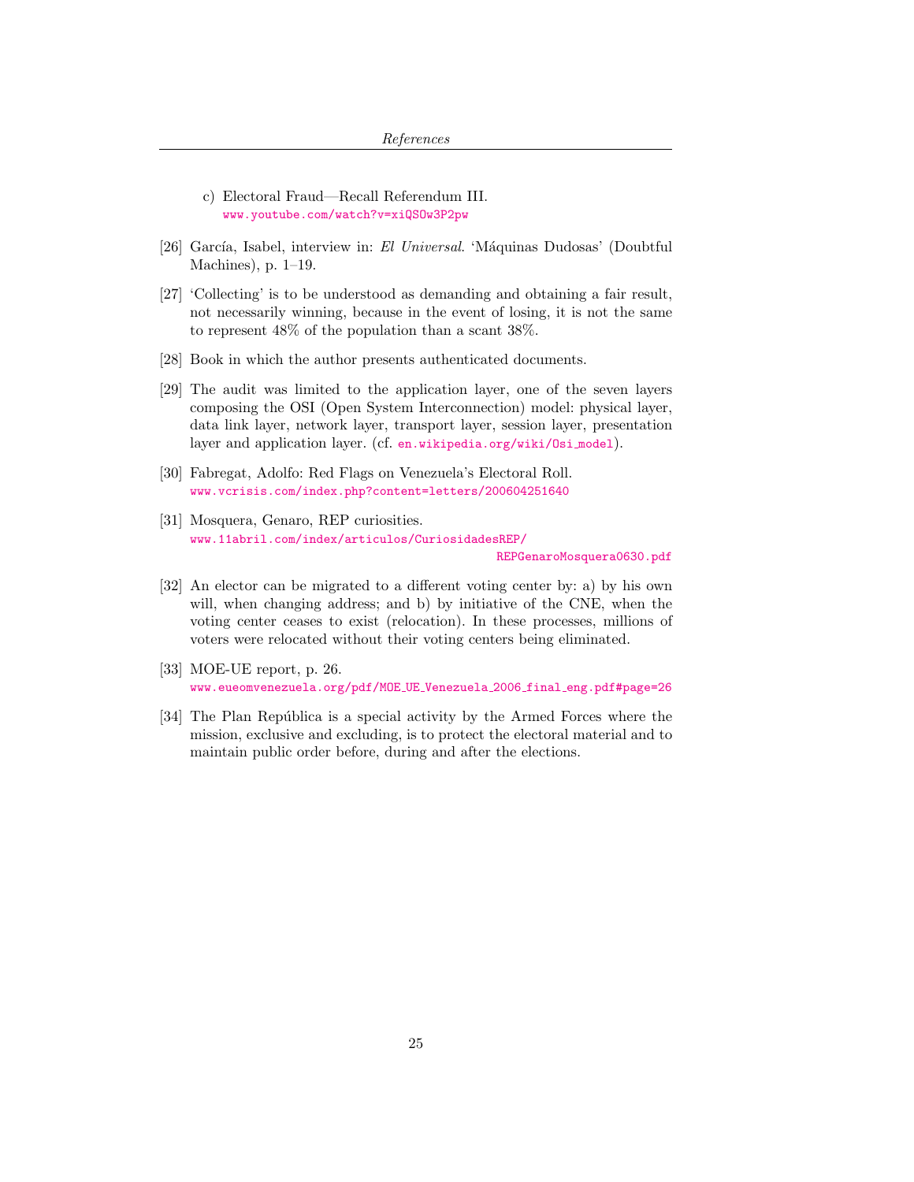c) Electoral Fraud—Recall Referendum III.
   www.youtube.com/watch?v=xiQSOw3P2pw

[26] García, Isabel, interview in: *El Universal*. 'Máquinas Dudosas' (Doubtful Machines), p. 1–19.

[27] 'Collecting' is to be understood as demanding and obtaining a fair result, not necessarily winning, because in the event of losing, it is not the same to represent 48% of the population than a scant 38%.

[28] Book in which the author presents authenticated documents.

[29] The audit was limited to the application layer, one of the seven layers composing the OSI (Open System Interconnection) model: physical layer, data link layer, network layer, transport layer, session layer, presentation layer and application layer. (cf. en.wikipedia.org/wiki/Osi_model).

[30] Fabregat, Adolfo: Red Flags on Venezuela's Electoral Roll.
www.vcrisis.com/index.php?content=letters/200604251640

[31] Mosquera, Genaro, REP curiosities.
www.11abril.com/index/articulos/CuriosidadesREP/REPGenaroMosquera0630.pdf

[32] An elector can be migrated to a different voting center by: a) by his own will, when changing address; and b) by initiative of the CNE, when the voting center ceases to exist (relocation). In these processes, millions of voters were relocated without their voting centers being eliminated.

[33] MOE-UE report, p. 26.
www.eueomvenezuela.org/pdf/MOE_UE_Venezuela_2006_final_eng.pdf#page=26

[34] The Plan República is a special activity by the Armed Forces where the mission, exclusive and excluding, is to protect the electoral material and to maintain public order before, during and after the elections.